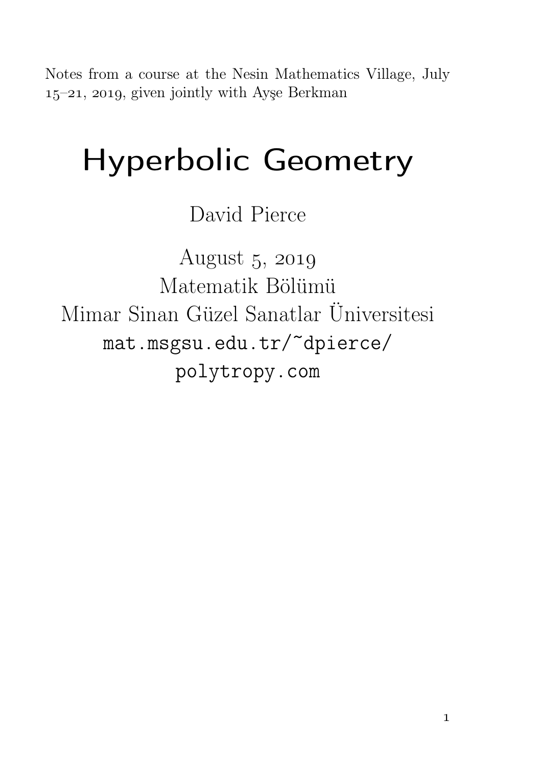Notes from a course at the Nesin Mathematics Village, July 15–21, 2019, given jointly with Ayşe Berkman

# Hyperbolic Geometry

David Pierce

August 5, 2019

Matematik Bölümü

Mimar Sinan Güzel Sanatlar Üniversitesi

mat.msgsu.edu.tr/~dpierce/

polytropy.com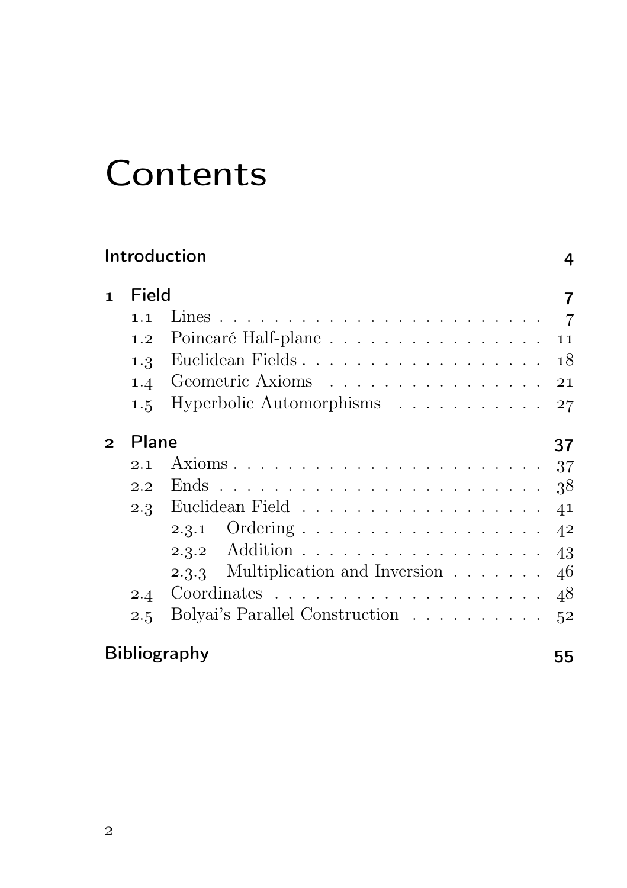# Contents

| | | |
|---|---|---|
| **Introduction** | | **4** |
| **1** | **Field** | **7** |
| 1.1 | Lines | 7 |
| 1.2 | Poincaré Half-plane | 11 |
| 1.3 | Euclidean Fields | 18 |
| 1.4 | Geometric Axioms | 21 |
| 1.5 | Hyperbolic Automorphisms | 27 |
| **2** | **Plane** | **37** |
| 2.1 | Axioms | 37 |
| 2.2 | Ends | 38 |
| 2.3 | Euclidean Field | 41 |
| 2.3.1 | Ordering | 42 |
| 2.3.2 | Addition | 43 |
| 2.3.3 | Multiplication and Inversion | 46 |
| 2.4 | Coordinates | 48 |
| 2.5 | Bolyai's Parallel Construction | 52 |
| **Bibliography** | | **55** |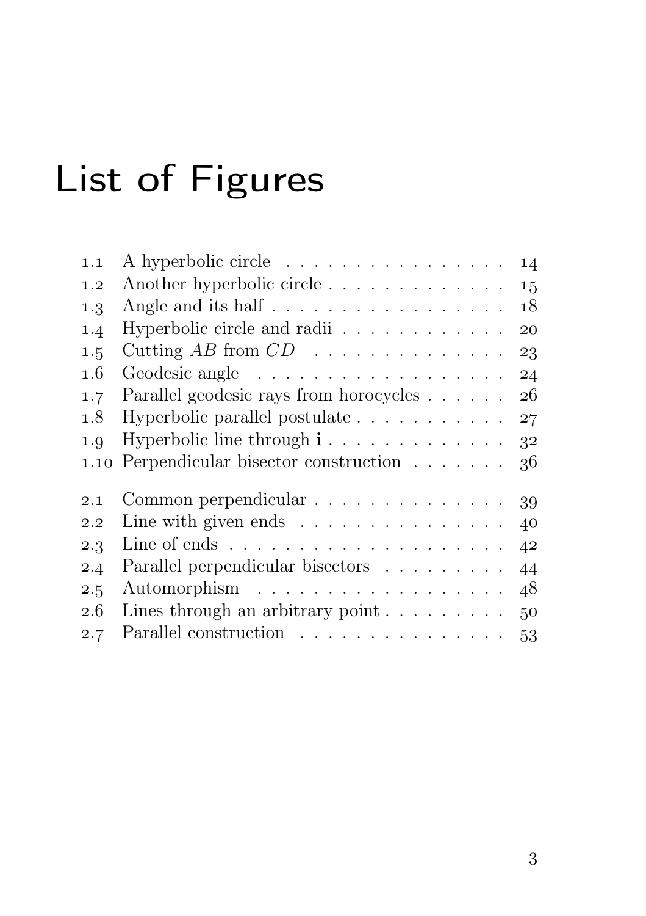# List of Figures

| | | |
|---|---|---|
| 1.1 | A hyperbolic circle | 14 |
| 1.2 | Another hyperbolic circle | 15 |
| 1.3 | Angle and its half | 18 |
| 1.4 | Hyperbolic circle and radii | 20 |
| 1.5 | Cutting $AB$ from $CD$ | 23 |
| 1.6 | Geodesic angle | 24 |
| 1.7 | Parallel geodesic rays from horocycles | 26 |
| 1.8 | Hyperbolic parallel postulate | 27 |
| 1.9 | Hyperbolic line through $\mathbf{i}$ | 32 |
| 1.10 | Perpendicular bisector construction | 36 |
| 2.1 | Common perpendicular | 39 |
| 2.2 | Line with given ends | 40 |
| 2.3 | Line of ends | 42 |
| 2.4 | Parallel perpendicular bisectors | 44 |
| 2.5 | Automorphism | 48 |
| 2.6 | Lines through an arbitrary point | 50 |
| 2.7 | Parallel construction | 53 |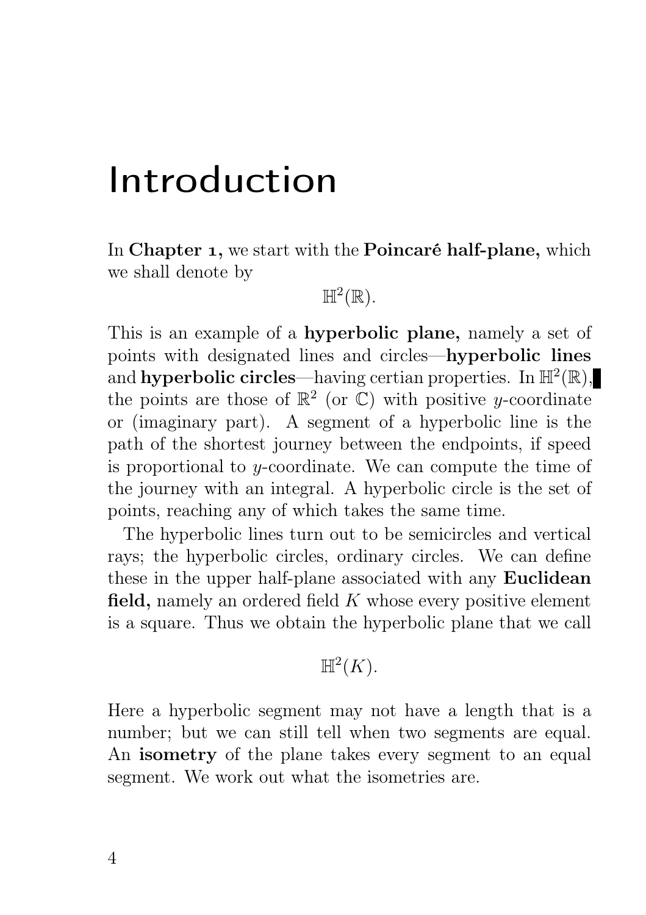# Introduction

In **Chapter 1,** we start with the **Poincaré half-plane,** which we shall denote by

$$\mathbb{H}^2(\mathbb{R}).$$

This is an example of a **hyperbolic plane,** namely a set of points with designated lines and circles—**hyperbolic lines** and **hyperbolic circles**—having certian properties. In $\mathbb{H}^2(\mathbb{R})$, the points are those of $\mathbb{R}^2$ (or $\mathbb{C}$) with positive $y$-coordinate or (imaginary part). A segment of a hyperbolic line is the path of the shortest journey between the endpoints, if speed is proportional to $y$-coordinate. We can compute the time of the journey with an integral. A hyperbolic circle is the set of points, reaching any of which takes the same time.

The hyperbolic lines turn out to be semicircles and vertical rays; the hyperbolic circles, ordinary circles. We can define these in the upper half-plane associated with any **Euclidean field,** namely an ordered field $K$ whose every positive element is a square. Thus we obtain the hyperbolic plane that we call

$$\mathbb{H}^2(K).$$

Here a hyperbolic segment may not have a length that is a number; but we can still tell when two segments are equal. An **isometry** of the plane takes every segment to an equal segment. We work out what the isometries are.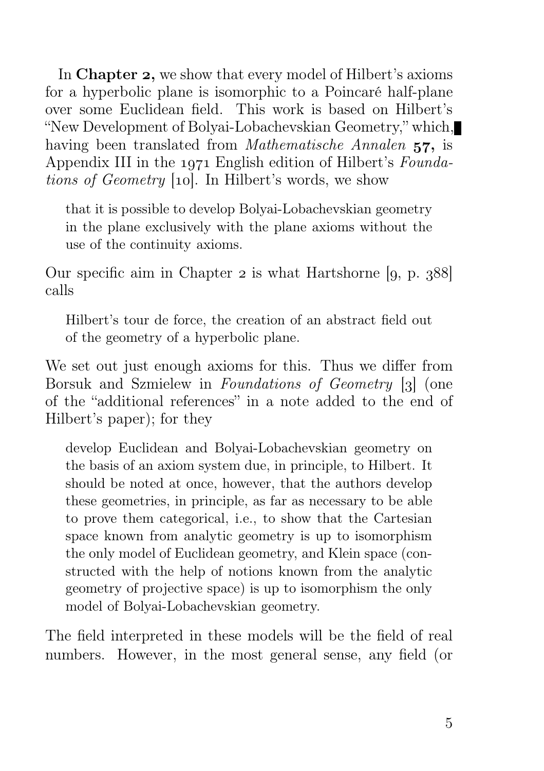In **Chapter 2,** we show that every model of Hilbert's axioms for a hyperbolic plane is isomorphic to a Poincaré half-plane over some Euclidean field. This work is based on Hilbert's "New Development of Bolyai-Lobachevskian Geometry," which, having been translated from *Mathematische Annalen* **57,** is Appendix III in the 1971 English edition of Hilbert's *Foundations of Geometry* [10]. In Hilbert's words, we show

> that it is possible to develop Bolyai-Lobachevskian geometry in the plane exclusively with the plane axioms without the use of the continuity axioms.

Our specific aim in Chapter 2 is what Hartshorne [9, p. 388] calls

> Hilbert's tour de force, the creation of an abstract field out of the geometry of a hyperbolic plane.

We set out just enough axioms for this. Thus we differ from Borsuk and Szmielew in *Foundations of Geometry* [3] (one of the "additional references" in a note added to the end of Hilbert's paper); for they

> develop Euclidean and Bolyai-Lobachevskian geometry on the basis of an axiom system due, in principle, to Hilbert. It should be noted at once, however, that the authors develop these geometries, in principle, as far as necessary to be able to prove them categorical, i.e., to show that the Cartesian space known from analytic geometry is up to isomorphism the only model of Euclidean geometry, and Klein space (constructed with the help of notions known from the analytic geometry of projective space) is up to isomorphism the only model of Bolyai-Lobachevskian geometry.

The field interpreted in these models will be the field of real numbers. However, in the most general sense, any field (or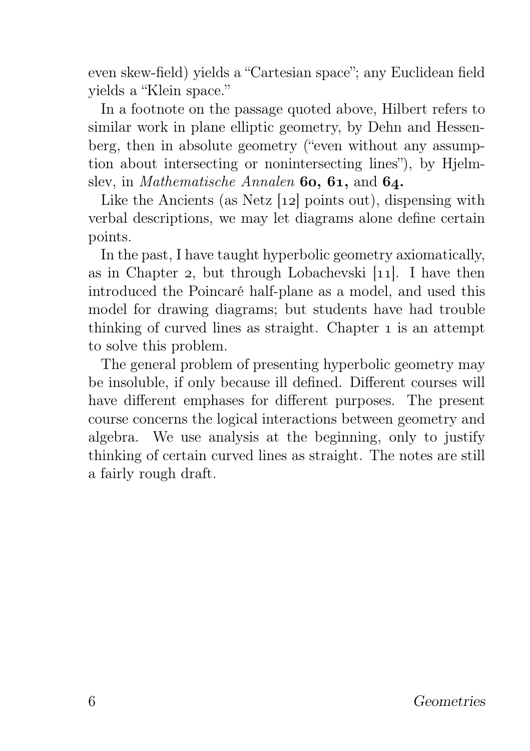even skew-field) yields a "Cartesian space"; any Euclidean field yields a "Klein space."

In a footnote on the passage quoted above, Hilbert refers to similar work in plane elliptic geometry, by Dehn and Hessenberg, then in absolute geometry ("even without any assumption about intersecting or nonintersecting lines"), by Hjelmslev, in *Mathematische Annalen* **60, 61,** and **64.**

Like the Ancients (as Netz [12] points out), dispensing with verbal descriptions, we may let diagrams alone define certain points.

In the past, I have taught hyperbolic geometry axiomatically, as in Chapter 2, but through Lobachevski [11]. I have then introduced the Poincaré half-plane as a model, and used this model for drawing diagrams; but students have had trouble thinking of curved lines as straight. Chapter 1 is an attempt to solve this problem.

The general problem of presenting hyperbolic geometry may be insoluble, if only because ill defined. Different courses will have different emphases for different purposes. The present course concerns the logical interactions between geometry and algebra. We use analysis at the beginning, only to justify thinking of certain curved lines as straight. The notes are still a fairly rough draft.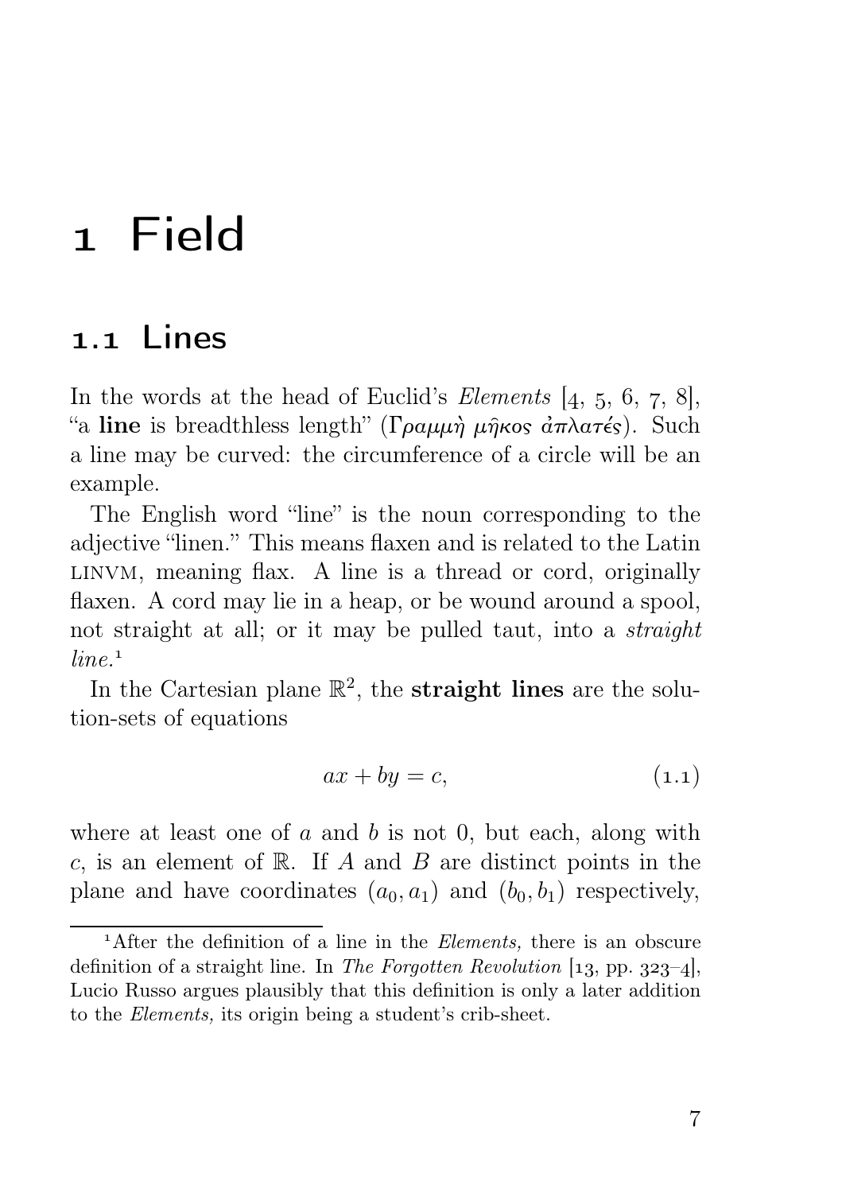# 1 Field

## 1.1 Lines

In the words at the head of Euclid's *Elements* [4, 5, 6, 7, 8], "a **line** is breadthless length" (Γραμμὴ μῆκος ἀπλατές). Such a line may be curved: the circumference of a circle will be an example.

The English word "line" is the noun corresponding to the adjective "linen." This means flaxen and is related to the Latin LINVM, meaning flax. A line is a thread or cord, originally flaxen. A cord may lie in a heap, or be wound around a spool, not straight at all; or it may be pulled taut, into a *straight line.*[1]

In the Cartesian plane $\mathbb{R}^2$, the **straight lines** are the solution-sets of equations

$$ax + by = c, \tag{1.1}$$

where at least one of $a$ and $b$ is not 0, but each, along with $c$, is an element of $\mathbb{R}$. If $A$ and $B$ are distinct points in the plane and have coordinates $(a_0, a_1)$ and $(b_0, b_1)$ respectively,

[1] After the definition of a line in the *Elements,* there is an obscure definition of a straight line. In *The Forgotten Revolution* [13, pp. 323–4], Lucio Russo argues plausibly that this definition is only a later addition to the *Elements,* its origin being a student's crib-sheet.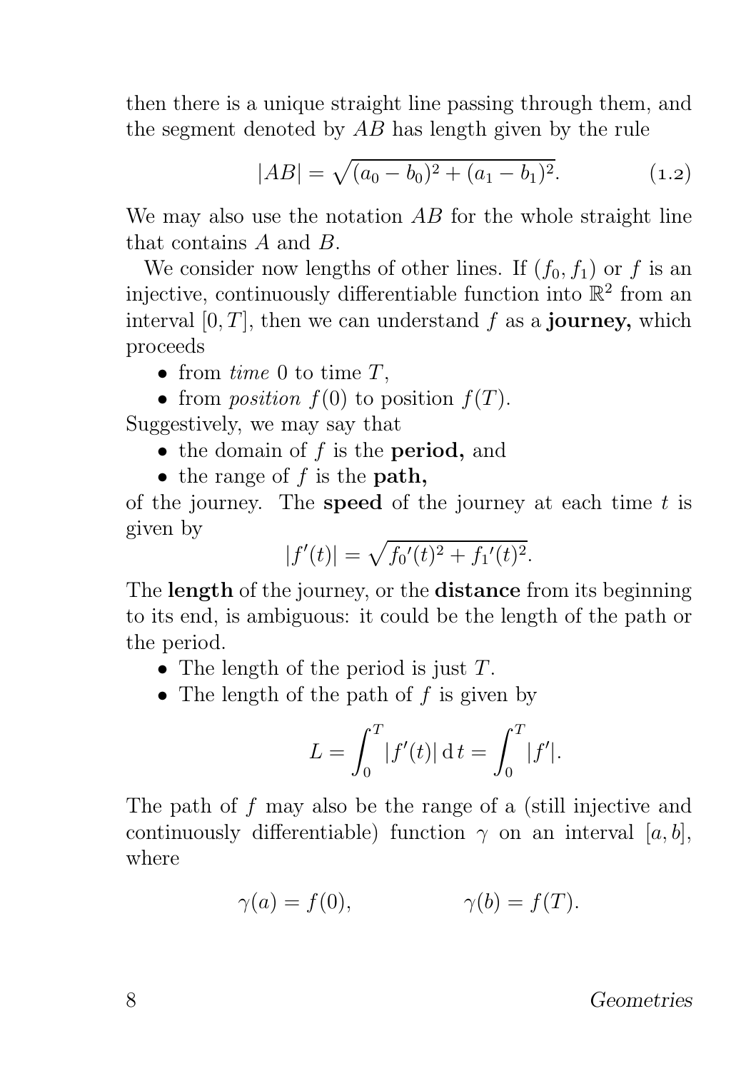then there is a unique straight line passing through them, and the segment denoted by $AB$ has length given by the rule

$$|AB| = \sqrt{(a_0 - b_0)^2 + (a_1 - b_1)^2}. \tag{1.2}$$

We may also use the notation $AB$ for the whole straight line that contains $A$ and $B$.

We consider now lengths of other lines. If $(f_0, f_1)$ or $f$ is an injective, continuously differentiable function into $\mathbb{R}^2$ from an interval $[0, T]$, then we can understand $f$ as a **journey,** which proceeds

- from *time* 0 to time $T$,
- from *position* $f(0)$ to position $f(T)$.

Suggestively, we may say that

- the domain of $f$ is the **period,** and
- the range of $f$ is the **path,**

of the journey. The **speed** of the journey at each time $t$ is given by

$$|f'(t)| = \sqrt{{f_0}'(t)^2 + {f_1}'(t)^2}.$$

The **length** of the journey, or the **distance** from its beginning to its end, is ambiguous: it could be the length of the path or the period.

- The length of the period is just $T$.
- The length of the path of $f$ is given by

$$L = \int_0^T |f'(t)| \,\mathrm{d}\, t = \int_0^T |f'|.$$

The path of $f$ may also be the range of a (still injective and continuously differentiable) function $\gamma$ on an interval $[a, b]$, where

$$\gamma(a) = f(0), \qquad\qquad \gamma(b) = f(T).$$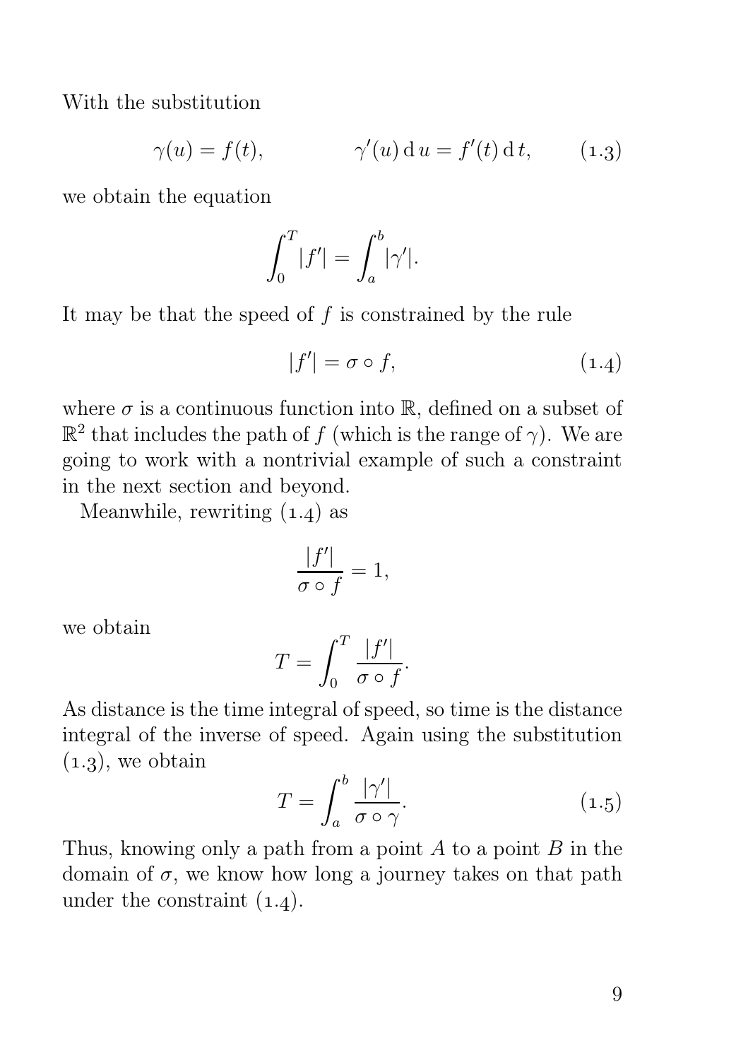With the substitution

$$\gamma(u) = f(t), \qquad \gamma'(u)\,\mathrm{d}\,u = f'(t)\,\mathrm{d}\,t, \tag{1.3}$$

we obtain the equation

$$\int_0^T |f'| = \int_a^b |\gamma'|.$$

It may be that the speed of $f$ is constrained by the rule

$$|f'| = \sigma \circ f, \tag{1.4}$$

where $\sigma$ is a continuous function into $\mathbb{R}$, defined on a subset of $\mathbb{R}^2$ that includes the path of $f$ (which is the range of $\gamma$). We are going to work with a nontrivial example of such a constraint in the next section and beyond.

Meanwhile, rewriting (1.4) as

$$\frac{|f'|}{\sigma \circ f} = 1,$$

we obtain

$$T = \int_0^T \frac{|f'|}{\sigma \circ f}.$$

As distance is the time integral of speed, so time is the distance integral of the inverse of speed. Again using the substitution (1.3), we obtain

$$T = \int_a^b \frac{|\gamma'|}{\sigma \circ \gamma}. \tag{1.5}$$

Thus, knowing only a path from a point $A$ to a point $B$ in the domain of $\sigma$, we know how long a journey takes on that path under the constraint (1.4).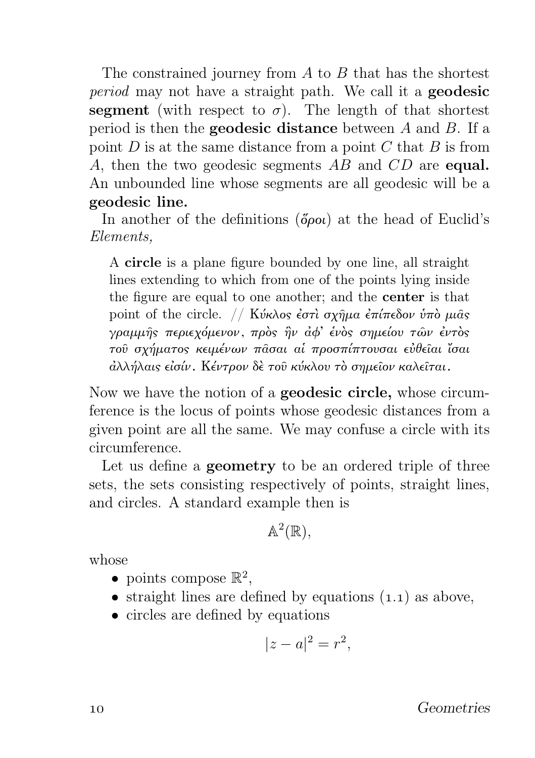The constrained journey from $A$ to $B$ that has the shortest *period* may not have a straight path. We call it a **geodesic segment** (with respect to $\sigma$). The length of that shortest period is then the **geodesic distance** between $A$ and $B$. If a point $D$ is at the same distance from a point $C$ that $B$ is from $A$, then the two geodesic segments $AB$ and $CD$ are **equal.** An unbounded line whose segments are all geodesic will be a **geodesic line.**

In another of the definitions (*ὅροι*) at the head of Euclid's *Elements,*

> A **circle** is a plane figure bounded by one line, all straight lines extending to which from one of the points lying inside the figure are equal to one another; and the **center** is that point of the circle. // Κύκλος ἐστὶ σχῆμα ἐπίπεδον ὑπὸ μιᾶς γραμμῆς περιεχόμενον, πρὸς ἣν ἀφ' ἑνὸς σημείου τῶν ἐντὸς τοῦ σχήματος κειμένων πᾶσαι αἱ προσπίπτουσαι εὐθεῖαι ἴσαι ἀλλήλαις εἰσίν. Κέντρον δὲ τοῦ κύκλου τὸ σημεῖον καλεῖται.

Now we have the notion of a **geodesic circle,** whose circumference is the locus of points whose geodesic distances from a given point are all the same. We may confuse a circle with its circumference.

Let us define a **geometry** to be an ordered triple of three sets, the sets consisting respectively of points, straight lines, and circles. A standard example then is

$$\mathbb{A}^2(\mathbb{R}),$$

whose

- points compose $\mathbb{R}^2$,
- straight lines are defined by equations (1.1) as above,
- circles are defined by equations

$$|z-a|^2 = r^2,$$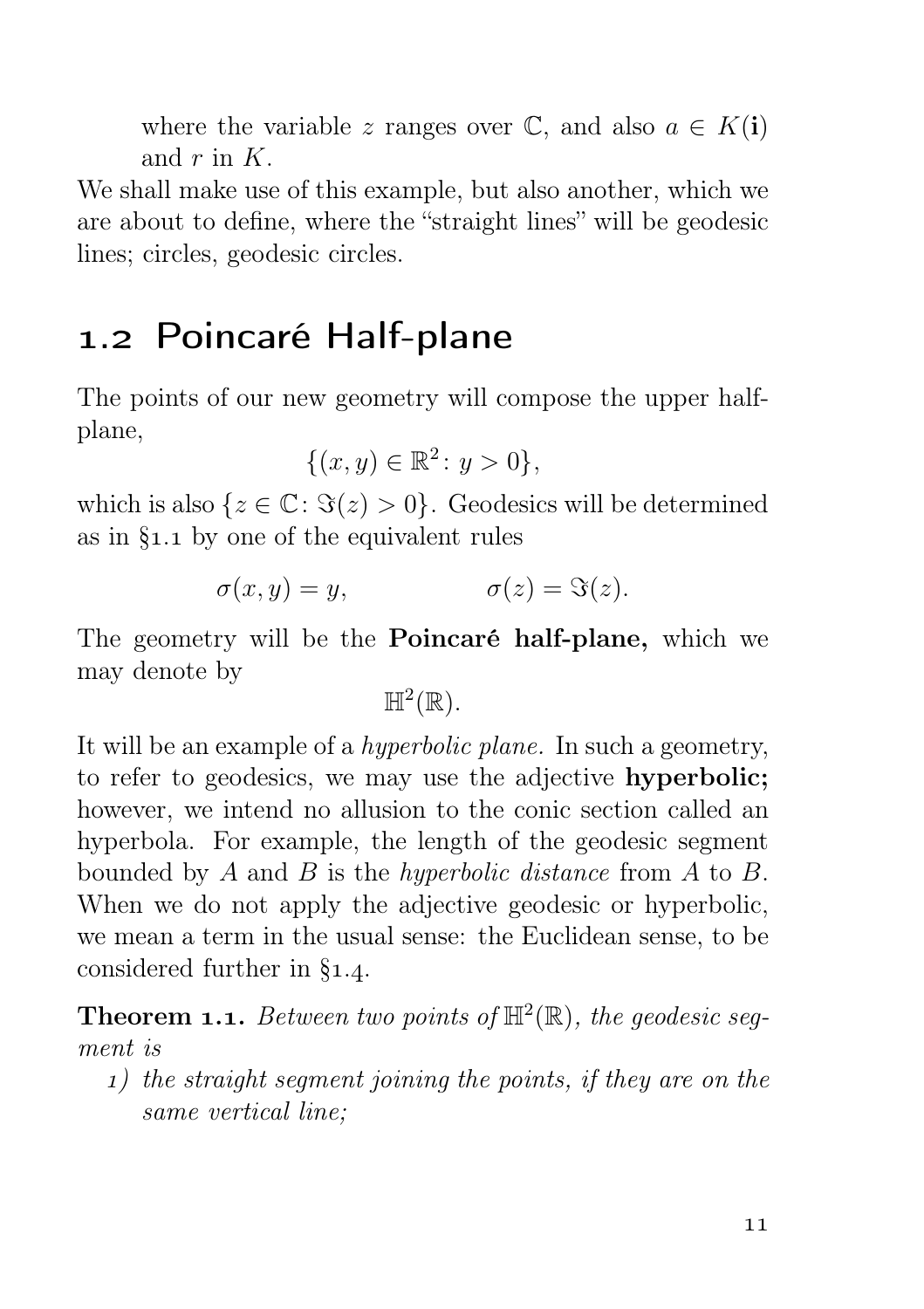where the variable $z$ ranges over $\mathbb{C}$, and also $a \in K(\mathbf{i})$ and $r$ in $K$.

We shall make use of this example, but also another, which we are about to define, where the "straight lines" will be geodesic lines; circles, geodesic circles.

## 1.2 Poincaré Half-plane

The points of our new geometry will compose the upper half-plane,

$$\{(x, y) \in \mathbb{R}^2 \colon y > 0\},$$

which is also $\{z \in \mathbb{C} \colon \Im(z) > 0\}$. Geodesics will be determined as in §1.1 by one of the equivalent rules

$$\sigma(x, y) = y, \qquad\qquad \sigma(z) = \Im(z).$$

The geometry will be the **Poincaré half-plane,** which we may denote by

$$\mathbb{H}^2(\mathbb{R}).$$

It will be an example of a *hyperbolic plane.* In such a geometry, to refer to geodesics, we may use the adjective **hyperbolic;** however, we intend no allusion to the conic section called an hyperbola. For example, the length of the geodesic segment bounded by $A$ and $B$ is the *hyperbolic distance* from $A$ to $B$. When we do not apply the adjective geodesic or hyperbolic, we mean a term in the usual sense: the Euclidean sense, to be considered further in §1.4.

**Theorem 1.1.** *Between two points of* $\mathbb{H}^2(\mathbb{R})$*, the geodesic segment is*

1) *the straight segment joining the points, if they are on the same vertical line;*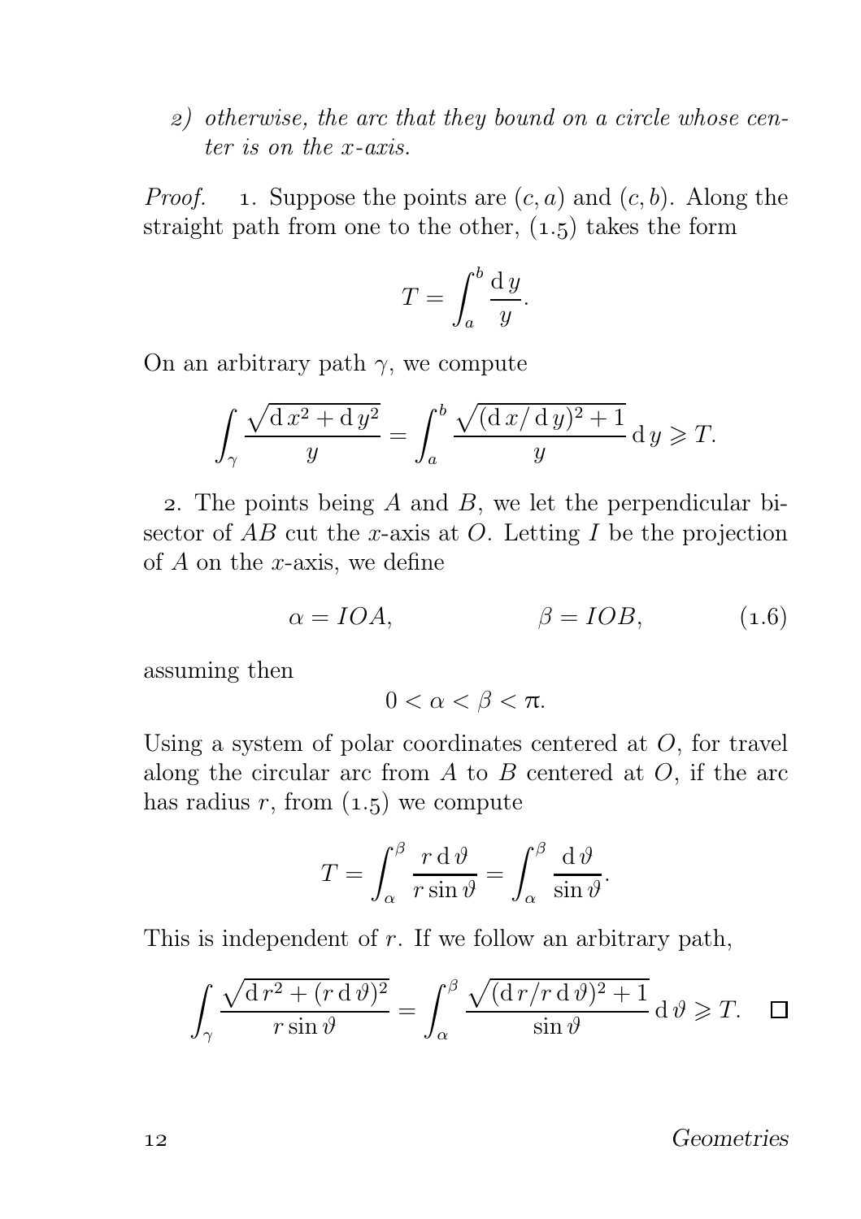2) *otherwise, the arc that they bound on a circle whose center is on the $x$-axis.*

*Proof.* 1. Suppose the points are $(c, a)$ and $(c, b)$. Along the straight path from one to the other, (1.5) takes the form

$$T = \int_a^b \frac{\mathrm{d}\, y}{y}.$$

On an arbitrary path $\gamma$, we compute

$$\int_\gamma \frac{\sqrt{\mathrm{d}\, x^2 + \mathrm{d}\, y^2}}{y} = \int_a^b \frac{\sqrt{(\mathrm{d}\, x/\mathrm{d}\, y)^2 + 1}}{y}\,\mathrm{d}\, y \geqslant T.$$

2. The points being $A$ and $B$, we let the perpendicular bisector of $AB$ cut the $x$-axis at $O$. Letting $I$ be the projection of $A$ on the $x$-axis, we define

$$\alpha = IOA, \qquad\qquad \beta = IOB, \tag{1.6}$$

assuming then

$$0 < \alpha < \beta < \pi.$$

Using a system of polar coordinates centered at $O$, for travel along the circular arc from $A$ to $B$ centered at $O$, if the arc has radius $r$, from (1.5) we compute

$$T = \int_\alpha^\beta \frac{r\,\mathrm{d}\,\vartheta}{r\sin\vartheta} = \int_\alpha^\beta \frac{\mathrm{d}\,\vartheta}{\sin\vartheta}.$$

This is independent of $r$. If we follow an arbitrary path,

$$\int_\gamma \frac{\sqrt{\mathrm{d}\, r^2 + (r\,\mathrm{d}\,\vartheta)^2}}{r\sin\vartheta} = \int_\alpha^\beta \frac{\sqrt{(\mathrm{d}\, r/r\,\mathrm{d}\,\vartheta)^2 + 1}}{\sin\vartheta}\,\mathrm{d}\,\vartheta \geqslant T. \quad \square$$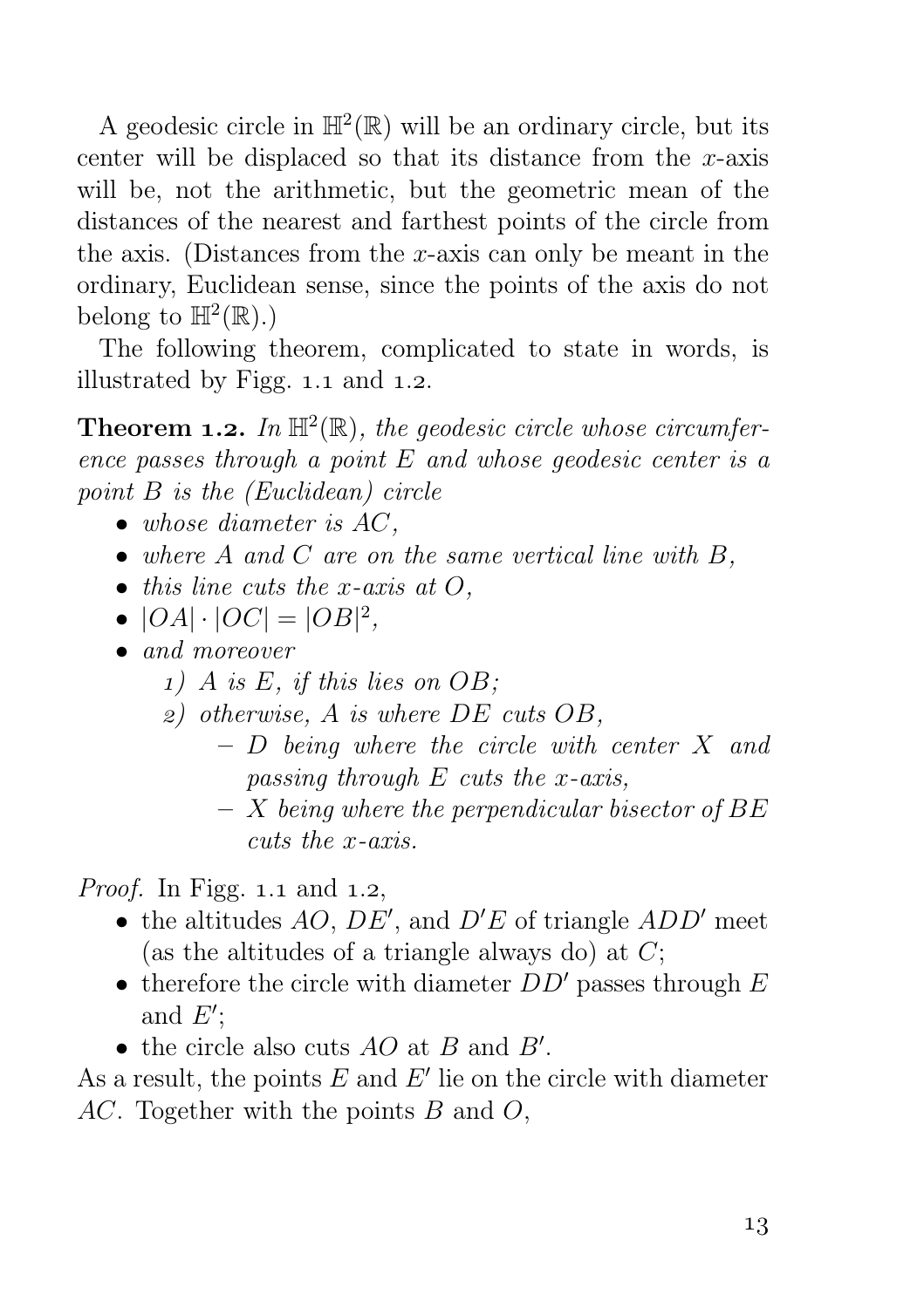A geodesic circle in $\mathbb{H}^2(\mathbb{R})$ will be an ordinary circle, but its center will be displaced so that its distance from the $x$-axis will be, not the arithmetic, but the geometric mean of the distances of the nearest and farthest points of the circle from the axis. (Distances from the $x$-axis can only be meant in the ordinary, Euclidean sense, since the points of the axis do not belong to $\mathbb{H}^2(\mathbb{R})$.)

The following theorem, complicated to state in words, is illustrated by Figg. 1.1 and 1.2.

**Theorem 1.2.** *In $\mathbb{H}^2(\mathbb{R})$, the geodesic circle whose circumference passes through a point $E$ and whose geodesic center is a point $B$ is the (Euclidean) circle*

- *whose diameter is $AC$,*
- *where $A$ and $C$ are on the same vertical line with $B$,*
- *this line cuts the $x$-axis at $O$,*
- *$|OA| \cdot |OC| = |OB|^2$,*
- *and moreover*
    1) *$A$ is $E$, if this lies on $OB$;*
    2) *otherwise, $A$ is where $DE$ cuts $OB$,*
        - *$D$ being where the circle with center $X$ and passing through $E$ cuts the $x$-axis,*
        - *$X$ being where the perpendicular bisector of $BE$ cuts the $x$-axis.*

*Proof.* In Figg. 1.1 and 1.2,

- the altitudes $AO$, $DE'$, and $D'E$ of triangle $ADD'$ meet (as the altitudes of a triangle always do) at $C$;
- therefore the circle with diameter $DD'$ passes through $E$ and $E'$;
- the circle also cuts $AO$ at $B$ and $B'$.

As a result, the points $E$ and $E'$ lie on the circle with diameter $AC$. Together with the points $B$ and $O$,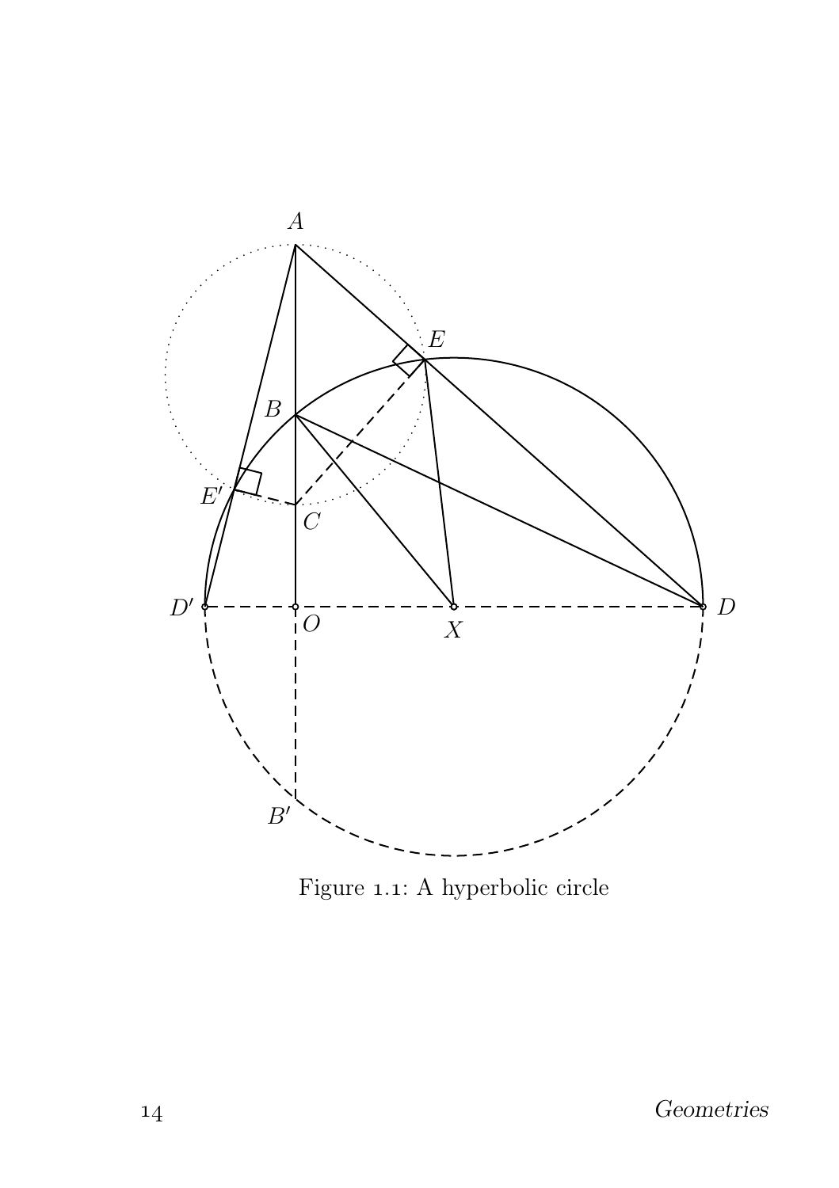Figure 1.1: A hyperbolic circle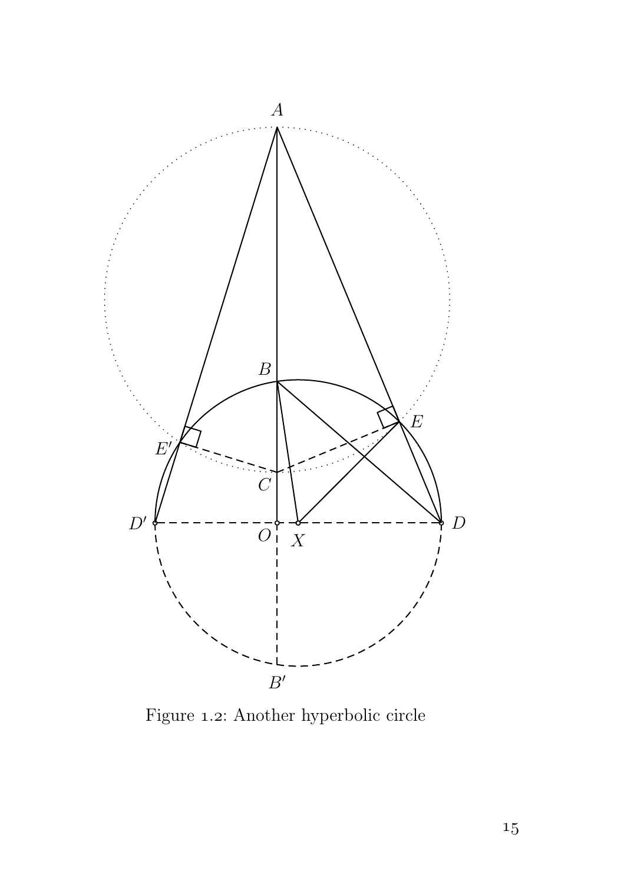Figure 1.2: Another hyperbolic circle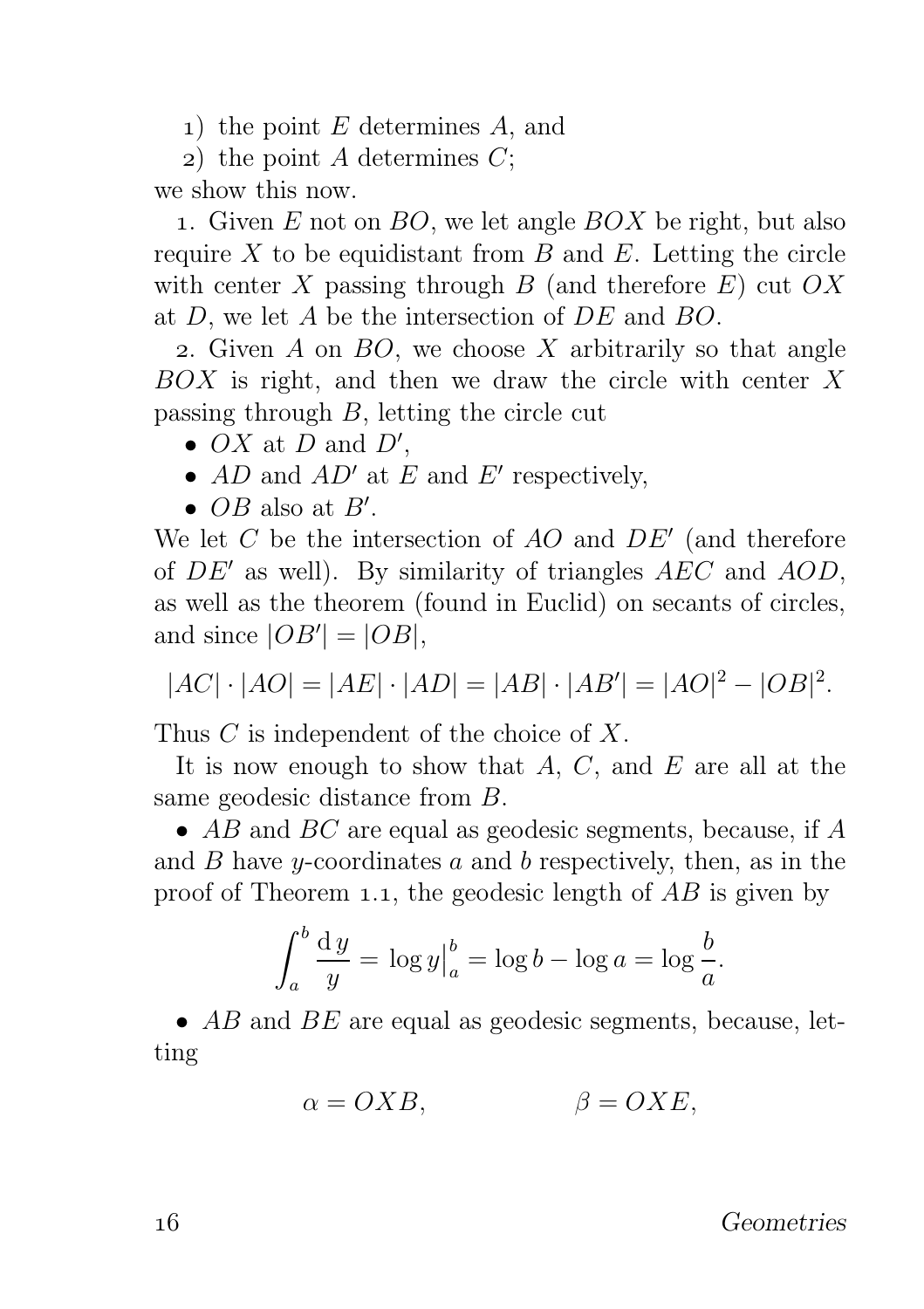1) the point $E$ determines $A$, and

2) the point $A$ determines $C$;

we show this now.

1. Given $E$ not on $BO$, we let angle $BOX$ be right, but also require $X$ to be equidistant from $B$ and $E$. Letting the circle with center $X$ passing through $B$ (and therefore $E$) cut $OX$ at $D$, we let $A$ be the intersection of $DE$ and $BO$.

2. Given $A$ on $BO$, we choose $X$ arbitrarily so that angle $BOX$ is right, and then we draw the circle with center $X$ passing through $B$, letting the circle cut

- $OX$ at $D$ and $D'$,
- $AD$ and $AD'$ at $E$ and $E'$ respectively,
- $OB$ also at $B'$.

We let $C$ be the intersection of $AO$ and $DE'$ (and therefore of $DE'$ as well). By similarity of triangles $AEC$ and $AOD$, as well as the theorem (found in Euclid) on secants of circles, and since $|OB'| = |OB|$,

$$|AC| \cdot |AO| = |AE| \cdot |AD| = |AB| \cdot |AB'| = |AO|^2 - |OB|^2.$$

Thus $C$ is independent of the choice of $X$.

It is now enough to show that $A$, $C$, and $E$ are all at the same geodesic distance from $B$.

- $AB$ and $BC$ are equal as geodesic segments, because, if $A$ and $B$ have $y$-coordinates $a$ and $b$ respectively, then, as in the proof of Theorem 1.1, the geodesic length of $AB$ is given by

$$\int_a^b \frac{\mathrm{d}\,y}{y} = \log y\Big|_a^b = \log b - \log a = \log \frac{b}{a}.$$

- $AB$ and $BE$ are equal as geodesic segments, because, letting

$$\alpha = OXB, \qquad\qquad \beta = OXE,$$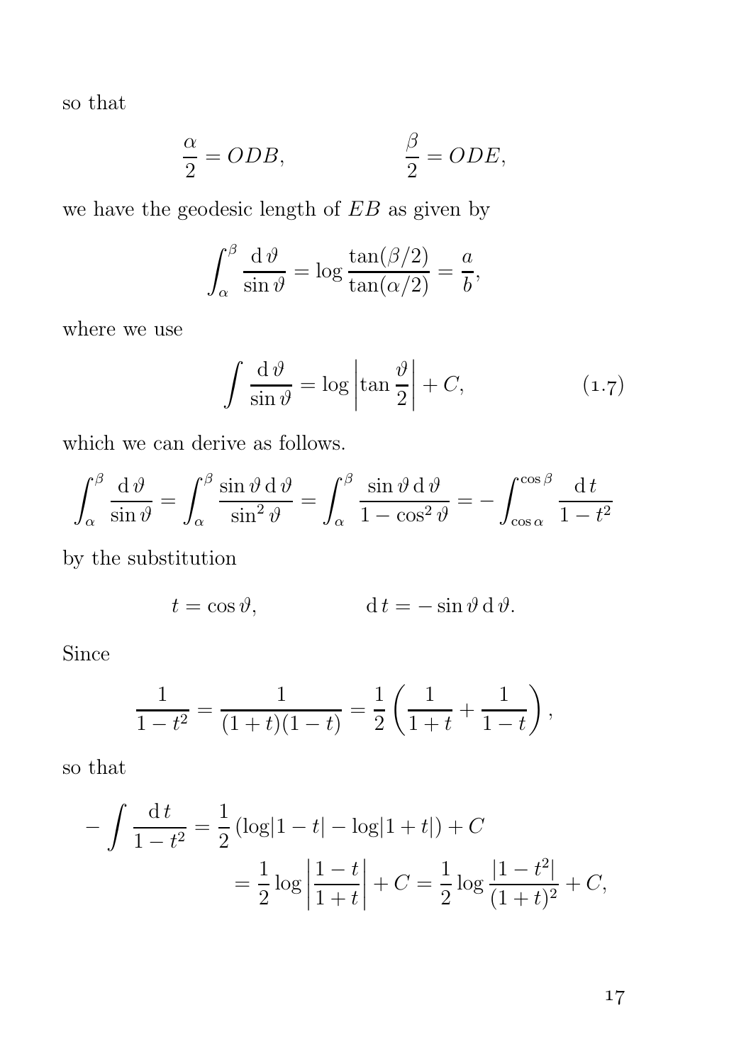so that

$$\frac{\alpha}{2} = ODB, \qquad\qquad \frac{\beta}{2} = ODE,$$

we have the geodesic length of $EB$ as given by

$$\int_\alpha^\beta \frac{\mathrm{d}\,\vartheta}{\sin\vartheta} = \log\frac{\tan(\beta/2)}{\tan(\alpha/2)} = \frac{a}{b},$$

where we use

$$\int \frac{\mathrm{d}\,\vartheta}{\sin\vartheta} = \log\left|\tan\frac{\vartheta}{2}\right| + C, \tag{1.7}$$

which we can derive as follows.

$$\int_\alpha^\beta \frac{\mathrm{d}\,\vartheta}{\sin\vartheta} = \int_\alpha^\beta \frac{\sin\vartheta\,\mathrm{d}\,\vartheta}{\sin^2\vartheta} = \int_\alpha^\beta \frac{\sin\vartheta\,\mathrm{d}\,\vartheta}{1-\cos^2\vartheta} = -\int_{\cos\alpha}^{\cos\beta} \frac{\mathrm{d}\,t}{1-t^2}$$

by the substitution

$$t = \cos\vartheta, \qquad\qquad \mathrm{d}\,t = -\sin\vartheta\,\mathrm{d}\,\vartheta.$$

Since

$$\frac{1}{1-t^2} = \frac{1}{(1+t)(1-t)} = \frac{1}{2}\left(\frac{1}{1+t} + \frac{1}{1-t}\right),$$

so that

$$\begin{aligned}
-\int \frac{\mathrm{d}\,t}{1-t^2} &= \frac{1}{2}\left(\log|1-t| - \log|1+t|\right) + C \\
&= \frac{1}{2}\log\left|\frac{1-t}{1+t}\right| + C = \frac{1}{2}\log\frac{|1-t^2|}{(1+t)^2} + C,
\end{aligned}$$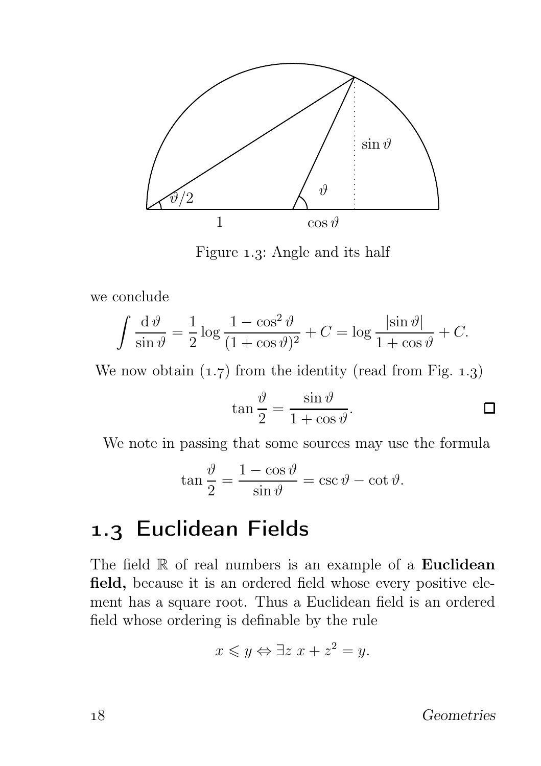Figure 1.3: Angle and its half

we conclude

$$\int \frac{\mathrm{d}\,\vartheta}{\sin\vartheta} = \frac{1}{2}\log\frac{1-\cos^2\vartheta}{(1+\cos\vartheta)^2} + C = \log\frac{|\sin\vartheta|}{1+\cos\vartheta} + C.$$

We now obtain (1.7) from the identity (read from Fig. 1.3)

$$\tan\frac{\vartheta}{2} = \frac{\sin\vartheta}{1+\cos\vartheta}.$$

□

We note in passing that some sources may use the formula

$$\tan\frac{\vartheta}{2} = \frac{1-\cos\vartheta}{\sin\vartheta} = \csc\vartheta - \cot\vartheta.$$

## 1.3 Euclidean Fields

The field $\mathbb{R}$ of real numbers is an example of a **Euclidean field,** because it is an ordered field whose every positive element has a square root. Thus a Euclidean field is an ordered field whose ordering is definable by the rule

$$x \leqslant y \Leftrightarrow \exists z\ x + z^2 = y.$$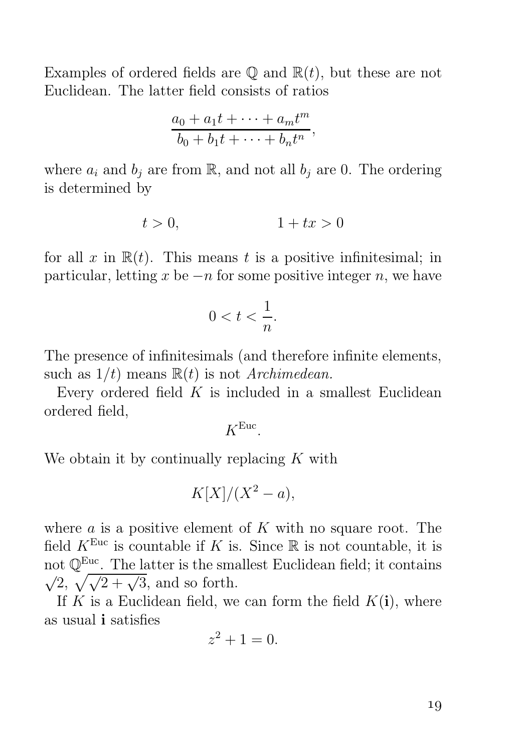Examples of ordered fields are $\mathbb{Q}$ and $\mathbb{R}(t)$, but these are not Euclidean. The latter field consists of ratios

$$\frac{a_0 + a_1 t + \cdots + a_m t^m}{b_0 + b_1 t + \cdots + b_n t^n},$$

where $a_i$ and $b_j$ are from $\mathbb{R}$, and not all $b_j$ are 0. The ordering is determined by

$$t > 0, \qquad\qquad 1 + tx > 0$$

for all $x$ in $\mathbb{R}(t)$. This means $t$ is a positive infinitesimal; in particular, letting $x$ be $-n$ for some positive integer $n$, we have

$$0 < t < \frac{1}{n}.$$

The presence of infinitesimals (and therefore infinite elements, such as $1/t$) means $\mathbb{R}(t)$ is not *Archimedean.*

Every ordered field $K$ is included in a smallest Euclidean ordered field,

$$K^{\text{Euc}}.$$

We obtain it by continually replacing $K$ with

$$K[X]/(X^2 - a),$$

where $a$ is a positive element of $K$ with no square root. The field $K^{\text{Euc}}$ is countable if $K$ is. Since $\mathbb{R}$ is not countable, it is not $\mathbb{Q}^{\text{Euc}}$. The latter is the smallest Euclidean field; it contains $\sqrt{2}$, $\sqrt{\sqrt{2} + \sqrt{3}}$, and so forth.

If $K$ is a Euclidean field, we can form the field $K(\mathbf{i})$, where as usual $\mathbf{i}$ satisfies

$$z^2 + 1 = 0.$$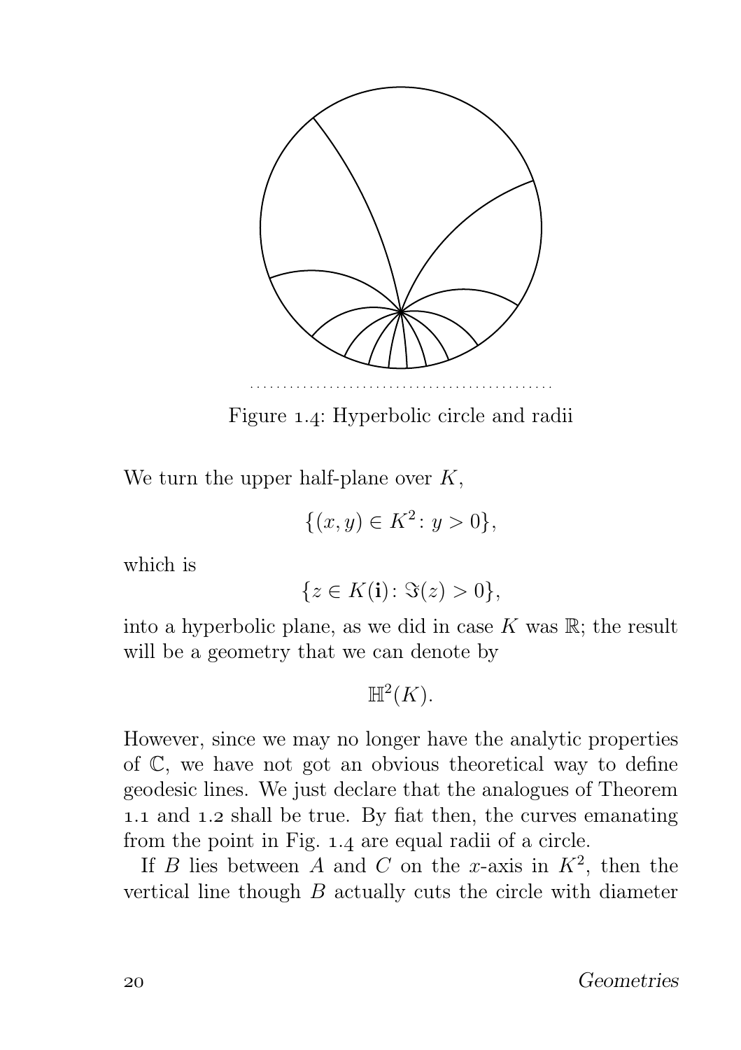Figure 1.4: Hyperbolic circle and radii

We turn the upper half-plane over $K$,

$$\{(x, y) \in K^2 \colon y > 0\},$$

which is

$$\{z \in K(\mathbf{i}) \colon \Im(z) > 0\},$$

into a hyperbolic plane, as we did in case $K$ was $\mathbb{R}$; the result will be a geometry that we can denote by

$$\mathbb{H}^2(K).$$

However, since we may no longer have the analytic properties of $\mathbb{C}$, we have not got an obvious theoretical way to define geodesic lines. We just declare that the analogues of Theorem 1.1 and 1.2 shall be true. By fiat then, the curves emanating from the point in Fig. 1.4 are equal radii of a circle.

If $B$ lies between $A$ and $C$ on the $x$-axis in $K^2$, then the vertical line though $B$ actually cuts the circle with diameter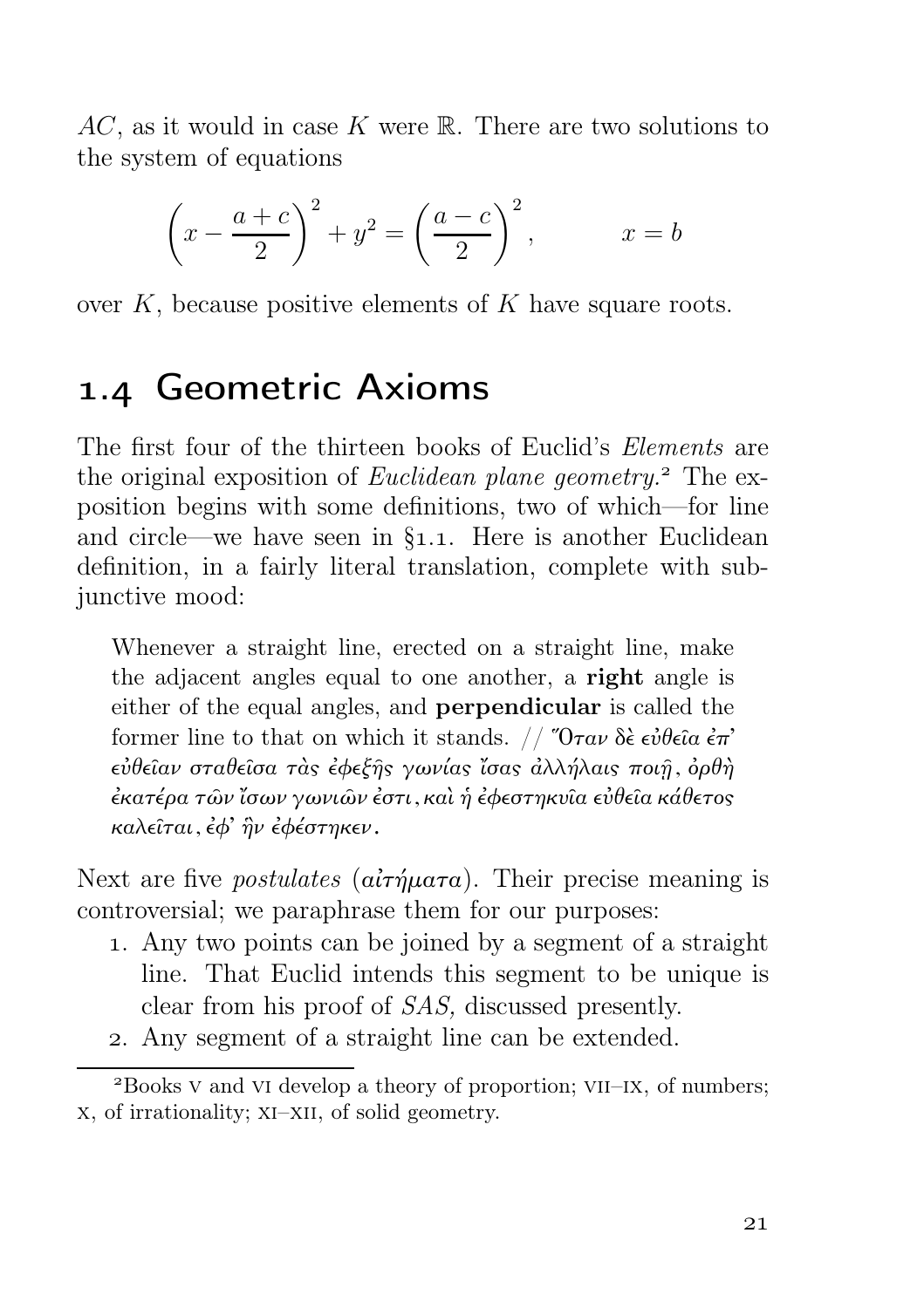$AC$, as it would in case $K$ were $\mathbb{R}$. There are two solutions to the system of equations

$$\left(x - \frac{a+c}{2}\right)^2 + y^2 = \left(\frac{a-c}{2}\right)^2, \qquad x = b$$

over $K$, because positive elements of $K$ have square roots.

## 1.4 Geometric Axioms

The first four of the thirteen books of Euclid's *Elements* are the original exposition of *Euclidean plane geometry.*[2] The exposition begins with some definitions, two of which—for line and circle—we have seen in §1.1. Here is another Euclidean definition, in a fairly literal translation, complete with subjunctive mood:

> Whenever a straight line, erected on a straight line, make the adjacent angles equal to one another, a **right** angle is either of the equal angles, and **perpendicular** is called the former line to that on which it stands. // *Ὅταν δὲ εὐθεῖα ἐπ' εὐθεῖαν σταθεῖσα τὰς ἐφεξῆς γωνίας ἴσας ἀλλήλαις ποιῇ, ὀρθὴ ἑκατέρα τῶν ἴσων γωνιῶν ἐστι, καὶ ἡ ἐφεστηκυῖα εὐθεῖα κάθετος καλεῖται, ἐφ' ἣν ἐφέστηκεν.*

Next are five *postulates* (*αἰτήματα*). Their precise meaning is controversial; we paraphrase them for our purposes:

1. Any two points can be joined by a segment of a straight line. That Euclid intends this segment to be unique is clear from his proof of *SAS,* discussed presently.
2. Any segment of a straight line can be extended.

[2] Books V and VI develop a theory of proportion; VII–IX, of numbers; X, of irrationality; XI–XII, of solid geometry.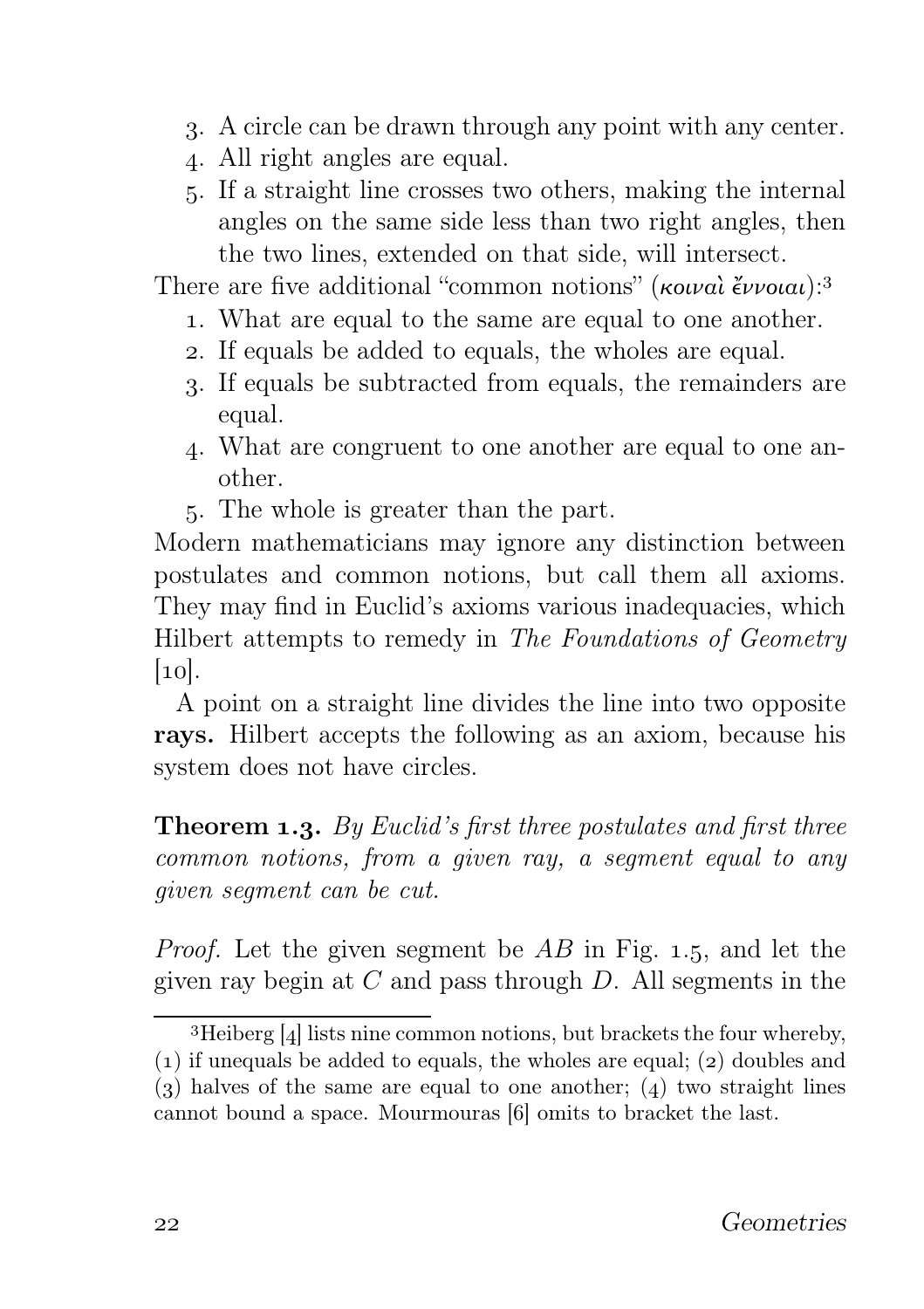3. A circle can be drawn through any point with any center.
4. All right angles are equal.
5. If a straight line crosses two others, making the internal angles on the same side less than two right angles, then the two lines, extended on that side, will intersect.

There are five additional "common notions" (κοιναὶ ἔννοιαι):[3]

1. What are equal to the same are equal to one another.
2. If equals be added to equals, the wholes are equal.
3. If equals be subtracted from equals, the remainders are equal.
4. What are congruent to one another are equal to one another.
5. The whole is greater than the part.

Modern mathematicians may ignore any distinction between postulates and common notions, but call them all axioms. They may find in Euclid's axioms various inadequacies, which Hilbert attempts to remedy in *The Foundations of Geometry* [10].

A point on a straight line divides the line into two opposite **rays.** Hilbert accepts the following as an axiom, because his system does not have circles.

**Theorem 1.3.** *By Euclid's first three postulates and first three common notions, from a given ray, a segment equal to any given segment can be cut.*

*Proof.* Let the given segment be $AB$ in Fig. 1.5, and let the given ray begin at $C$ and pass through $D$. All segments in the

---

[3] Heiberg [4] lists nine common notions, but brackets the four whereby, (1) if unequals be added to equals, the wholes are equal; (2) doubles and (3) halves of the same are equal to one another; (4) two straight lines cannot bound a space. Mourmouras [6] omits to bracket the last.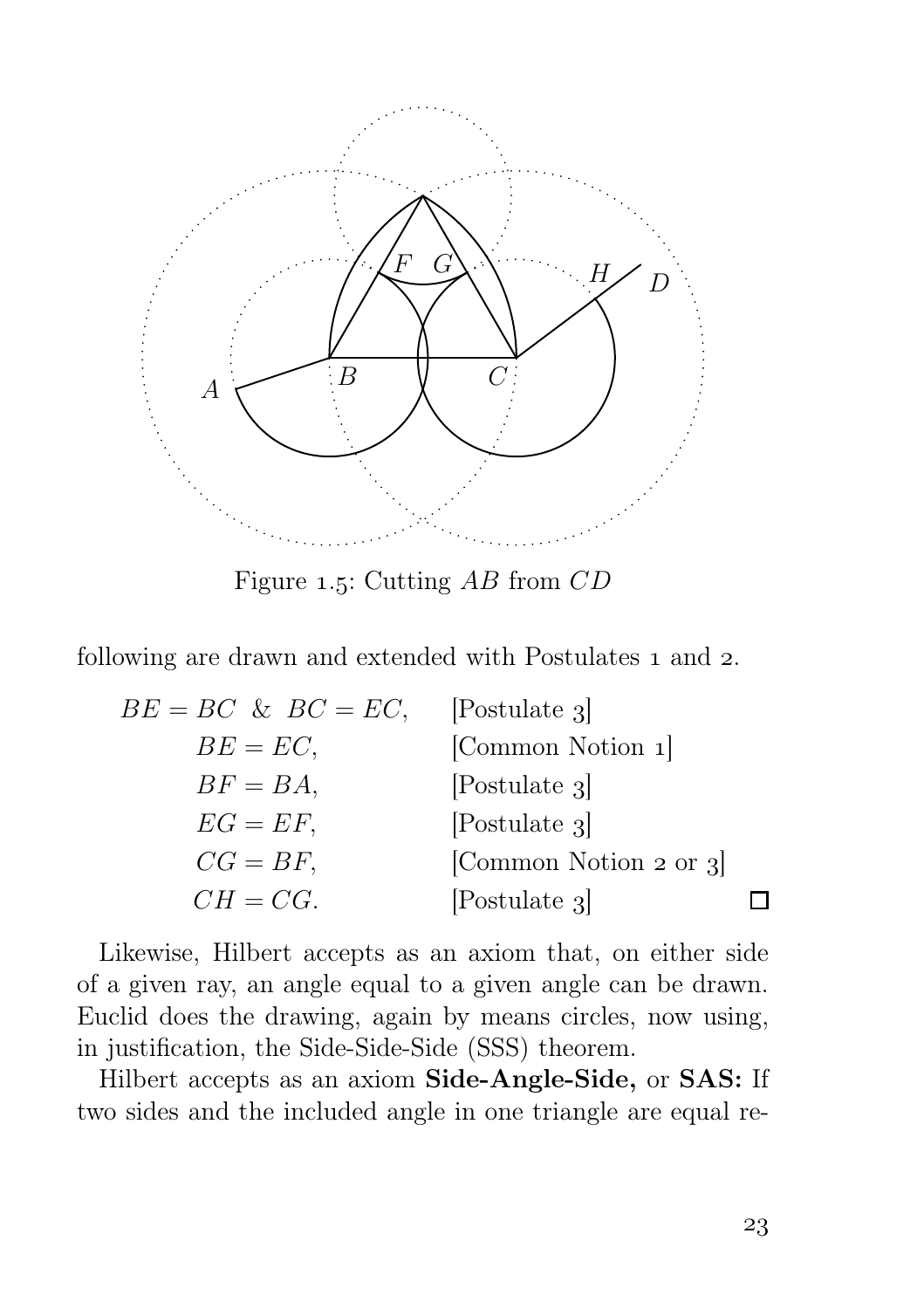Figure 1.5: Cutting $AB$ from $CD$

following are drawn and extended with Postulates 1 and 2.

$$
\begin{aligned}
BE = BC \ \ \& \ \ BC = EC, \quad & \text{[Postulate 3]} \\
BE = EC, \quad & \text{[Common Notion 1]} \\
BF = BA, \quad & \text{[Postulate 3]} \\
EG = EF, \quad & \text{[Postulate 3]} \\
CG = BF, \quad & \text{[Common Notion 2 or 3]} \\
CH = CG. \quad & \text{[Postulate 3]} \qquad \square
\end{aligned}
$$

Likewise, Hilbert accepts as an axiom that, on either side of a given ray, an angle equal to a given angle can be drawn. Euclid does the drawing, again by means circles, now using, in justification, the Side-Side-Side (SSS) theorem.

Hilbert accepts as an axiom **Side-Angle-Side,** or **SAS:** If two sides and the included angle in one triangle are equal re-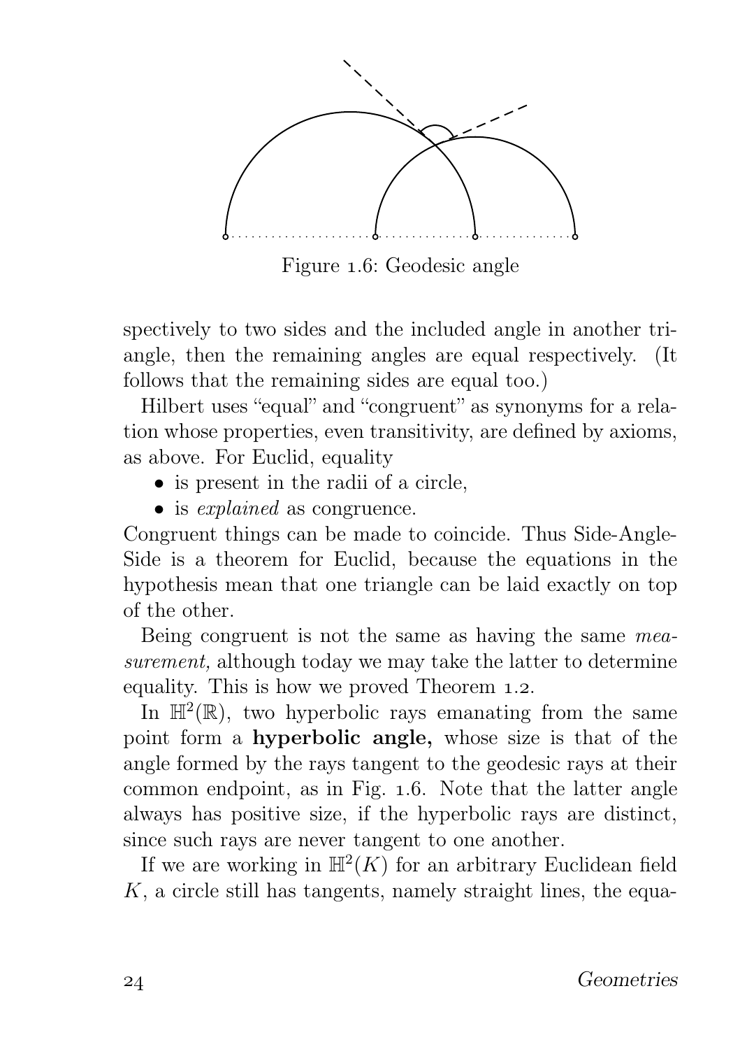Figure 1.6: Geodesic angle

spectively to two sides and the included angle in another triangle, then the remaining angles are equal respectively. (It follows that the remaining sides are equal too.)

Hilbert uses "equal" and "congruent" as synonyms for a relation whose properties, even transitivity, are defined by axioms, as above. For Euclid, equality

- is present in the radii of a circle,
- is *explained* as congruence.

Congruent things can be made to coincide. Thus Side-Angle-Side is a theorem for Euclid, because the equations in the hypothesis mean that one triangle can be laid exactly on top of the other.

Being congruent is not the same as having the same *measurement,* although today we may take the latter to determine equality. This is how we proved Theorem 1.2.

In $\mathbb{H}^2(\mathbb{R})$, two hyperbolic rays emanating from the same point form a **hyperbolic angle,** whose size is that of the angle formed by the rays tangent to the geodesic rays at their common endpoint, as in Fig. 1.6. Note that the latter angle always has positive size, if the hyperbolic rays are distinct, since such rays are never tangent to one another.

If we are working in $\mathbb{H}^2(K)$ for an arbitrary Euclidean field $K$, a circle still has tangents, namely straight lines, the equa-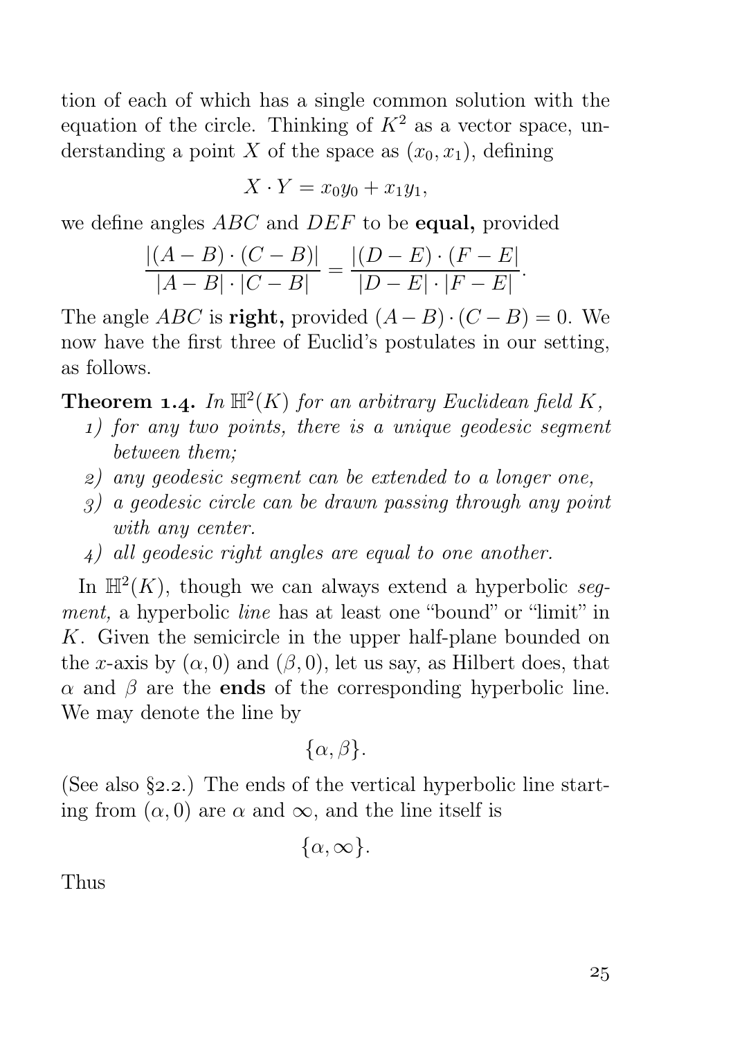tion of each of which has a single common solution with the equation of the circle. Thinking of $K^2$ as a vector space, understanding a point $X$ of the space as $(x_0, x_1)$, defining

$$X \cdot Y = x_0 y_0 + x_1 y_1,$$

we define angles $ABC$ and $DEF$ to be **equal,** provided

$$\frac{|(A-B)\cdot(C-B)|}{|A-B|\cdot|C-B|} = \frac{|(D-E)\cdot(F-E|}{|D-E|\cdot|F-E|}.$$

The angle $ABC$ is **right,** provided $(A-B)\cdot(C-B)=0$. We now have the first three of Euclid's postulates in our setting, as follows.

**Theorem 1.4.** *In $\mathbb{H}^2(K)$ for an arbitrary Euclidean field $K$,*

1) *for any two points, there is a unique geodesic segment between them;*
2) *any geodesic segment can be extended to a longer one,*
3) *a geodesic circle can be drawn passing through any point with any center.*
4) *all geodesic right angles are equal to one another.*

In $\mathbb{H}^2(K)$, though we can always extend a hyperbolic *segment,* a hyperbolic *line* has at least one "bound" or "limit" in $K$. Given the semicircle in the upper half-plane bounded on the $x$-axis by $(\alpha, 0)$ and $(\beta, 0)$, let us say, as Hilbert does, that $\alpha$ and $\beta$ are the **ends** of the corresponding hyperbolic line. We may denote the line by

$$\{\alpha, \beta\}.$$

(See also §2.2.) The ends of the vertical hyperbolic line starting from $(\alpha, 0)$ are $\alpha$ and $\infty$, and the line itself is

$$\{\alpha, \infty\}.$$

Thus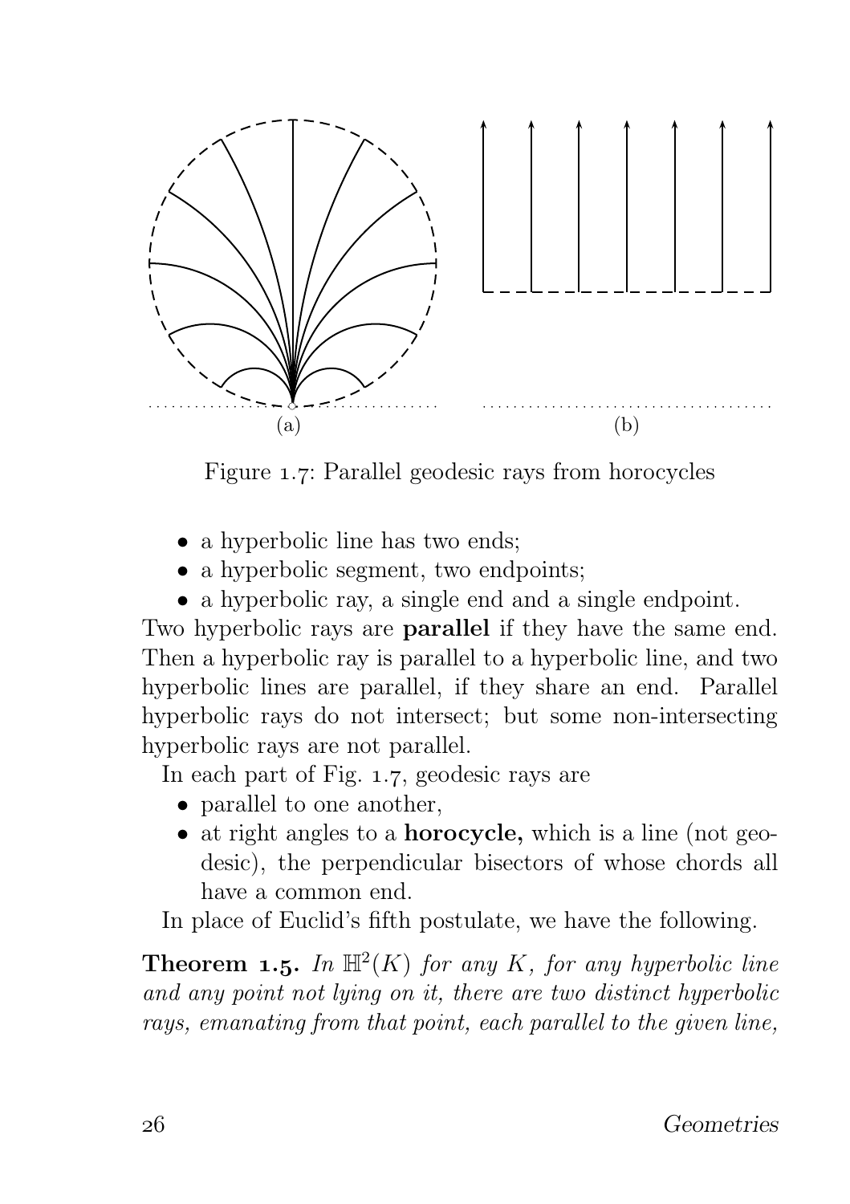(a)

(b)

Figure 1.7: Parallel geodesic rays from horocycles

- a hyperbolic line has two ends;
- a hyperbolic segment, two endpoints;
- a hyperbolic ray, a single end and a single endpoint.

Two hyperbolic rays are **parallel** if they have the same end. Then a hyperbolic ray is parallel to a hyperbolic line, and two hyperbolic lines are parallel, if they share an end. Parallel hyperbolic rays do not intersect; but some non-intersecting hyperbolic rays are not parallel.

In each part of Fig. 1.7, geodesic rays are

- parallel to one another,
- at right angles to a **horocycle,** which is a line (not geodesic), the perpendicular bisectors of whose chords all have a common end.

In place of Euclid's fifth postulate, we have the following.

**Theorem 1.5.** *In $\mathbb{H}^2(K)$ for any $K$, for any hyperbolic line and any point not lying on it, there are two distinct hyperbolic rays, emanating from that point, each parallel to the given line,*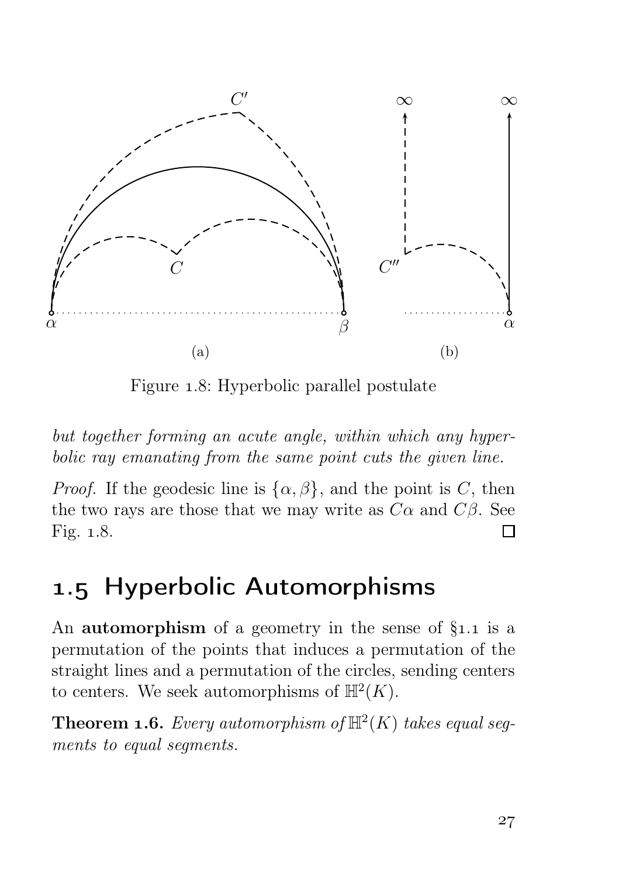Figure 1.8: Hyperbolic parallel postulate

*but together forming an acute angle, within which any hyperbolic ray emanating from the same point cuts the given line.*

*Proof.* If the geodesic line is $\{\alpha, \beta\}$, and the point is $C$, then the two rays are those that we may write as $C\alpha$ and $C\beta$. See Fig. 1.8. □

## 1.5 Hyperbolic Automorphisms

An **automorphism** of a geometry in the sense of §1.1 is a permutation of the points that induces a permutation of the straight lines and a permutation of the circles, sending centers to centers. We seek automorphisms of $\mathbb{H}^2(K)$.

**Theorem 1.6.** *Every automorphism of $\mathbb{H}^2(K)$ takes equal segments to equal segments.*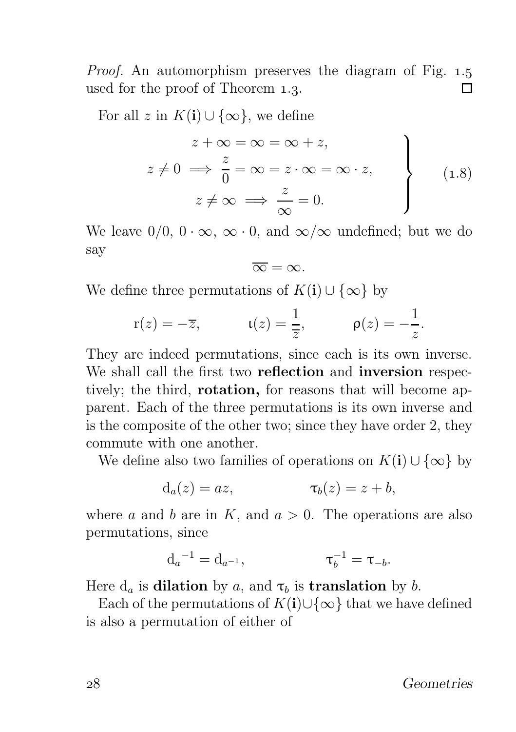*Proof.* An automorphism preserves the diagram of Fig. 1.5 used for the proof of Theorem 1.3. □

For all $z$ in $K(\mathbf{i}) \cup \{\infty\}$, we define

$$\left.\begin{aligned} z + \infty = \infty = \infty + z, \\ z \neq 0 \implies \frac{z}{0} = \infty = z \cdot \infty = \infty \cdot z, \\ z \neq \infty \implies \frac{z}{\infty} = 0. \end{aligned}\right\} \tag{1.8}$$

We leave $0/0$, $0 \cdot \infty$, $\infty \cdot 0$, and $\infty/\infty$ undefined; but we do say

$$\overline{\infty} = \infty.$$

We define three permutations of $K(\mathbf{i}) \cup \{\infty\}$ by

$$\mathrm{r}(z) = -\overline{z}, \qquad \iota(z) = \frac{1}{\overline{z}}, \qquad \rho(z) = -\frac{1}{z}.$$

They are indeed permutations, since each is its own inverse. We shall call the first two **reflection** and **inversion** respectively; the third, **rotation,** for reasons that will become apparent. Each of the three permutations is its own inverse and is the composite of the other two; since they have order 2, they commute with one another.

We define also two families of operations on $K(\mathbf{i}) \cup \{\infty\}$ by

$$\mathrm{d}_a(z) = az, \qquad \tau_b(z) = z + b,$$

where $a$ and $b$ are in $K$, and $a > 0$. The operations are also permutations, since

$$\mathrm{d}_a{}^{-1} = \mathrm{d}_{a^{-1}}, \qquad \tau_b^{-1} = \tau_{-b}.$$

Here $\mathrm{d}_a$ is **dilation** by $a$, and $\tau_b$ is **translation** by $b$.

Each of the permutations of $K(\mathbf{i}) \cup \{\infty\}$ that we have defined is also a permutation of either of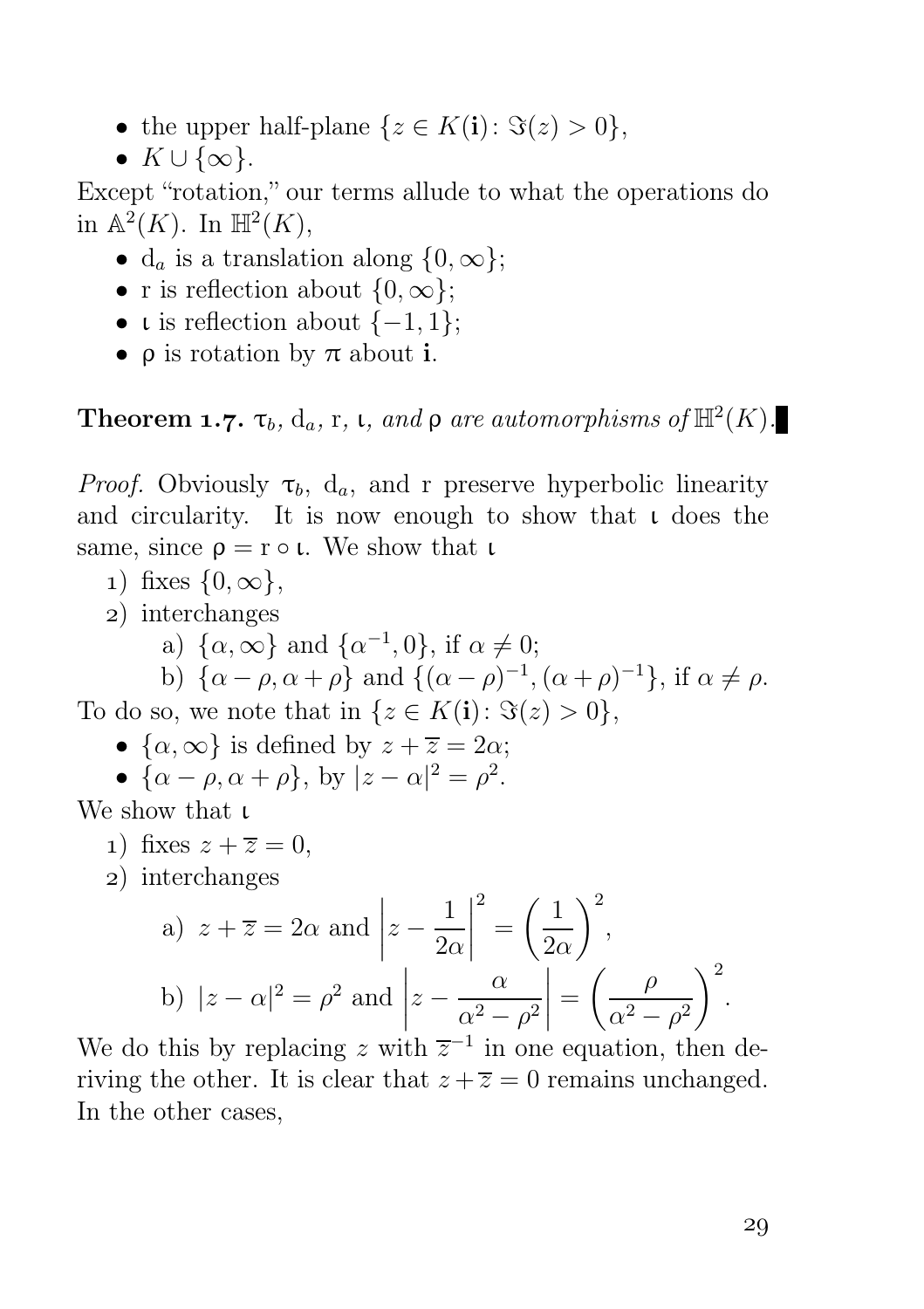- the upper half-plane $\{z \in K(\mathbf{i}) \colon \Im(z) > 0\}$,
- $K \cup \{\infty\}$.

Except "rotation," our terms allude to what the operations do in $\mathbb{A}^2(K)$. In $\mathbb{H}^2(K)$,

- $\mathrm{d}_a$ is a translation along $\{0, \infty\}$;
- $\mathrm{r}$ is reflection about $\{0, \infty\}$;
- $\iota$ is reflection about $\{-1, 1\}$;
- $\rho$ is rotation by $\pi$ about $\mathbf{i}$.

**Theorem 1.7.** *$\tau_b$, $\mathrm{d}_a$, $\mathrm{r}$, $\iota$, and $\rho$ are automorphisms of $\mathbb{H}^2(K)$.*

*Proof.* Obviously $\tau_b$, $\mathrm{d}_a$, and $\mathrm{r}$ preserve hyperbolic linearity and circularity. It is now enough to show that $\iota$ does the same, since $\rho = \mathrm{r} \circ \iota$. We show that $\iota$

1) fixes $\{0, \infty\}$,
2) interchanges
    a) $\{\alpha, \infty\}$ and $\{\alpha^{-1}, 0\}$, if $\alpha \neq 0$;
    b) $\{\alpha - \rho, \alpha + \rho\}$ and $\{(\alpha - \rho)^{-1}, (\alpha + \rho)^{-1}\}$, if $\alpha \neq \rho$.

To do so, we note that in $\{z \in K(\mathbf{i}) \colon \Im(z) > 0\}$,

- $\{\alpha, \infty\}$ is defined by $z + \overline{z} = 2\alpha$;
- $\{\alpha - \rho, \alpha + \rho\}$, by $|z - \alpha|^2 = \rho^2$.

We show that $\iota$

1) fixes $z + \overline{z} = 0$,
2) interchanges
    a) $z + \overline{z} = 2\alpha$ and $\left|z - \dfrac{1}{2\alpha}\right|^2 = \left(\dfrac{1}{2\alpha}\right)^2$,
    b) $|z - \alpha|^2 = \rho^2$ and $\left|z - \dfrac{\alpha}{\alpha^2 - \rho^2}\right| = \left(\dfrac{\rho}{\alpha^2 - \rho^2}\right)^2$.

We do this by replacing $z$ with $\overline{z}^{-1}$ in one equation, then deriving the other. It is clear that $z + \overline{z} = 0$ remains unchanged. In the other cases,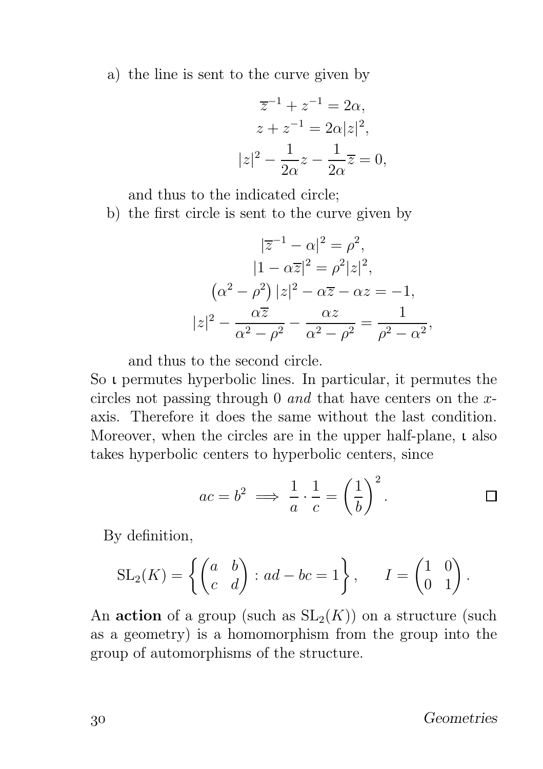a) the line is sent to the curve given by

$$\overline{z}^{-1} + z^{-1} = 2\alpha,$$
$$z + z^{-1} = 2\alpha|z|^2,$$
$$|z|^2 - \frac{1}{2\alpha}z - \frac{1}{2\alpha}\overline{z} = 0,$$

and thus to the indicated circle;

b) the first circle is sent to the curve given by

$$|\overline{z}^{-1} - \alpha|^2 = \rho^2,$$
$$|1 - \alpha\overline{z}|^2 = \rho^2|z|^2,$$
$$\left(\alpha^2 - \rho^2\right)|z|^2 - \alpha\overline{z} - \alpha z = -1,$$
$$|z|^2 - \frac{\alpha\overline{z}}{\alpha^2 - \rho^2} - \frac{\alpha z}{\alpha^2 - \rho^2} = \frac{1}{\rho^2 - \alpha^2},$$

and thus to the second circle.

So $\iota$ permutes hyperbolic lines. In particular, it permutes the circles not passing through 0 *and* that have centers on the $x$-axis. Therefore it does the same without the last condition. Moreover, when the circles are in the upper half-plane, $\iota$ also takes hyperbolic centers to hyperbolic centers, since

$$ac = b^2 \implies \frac{1}{a} \cdot \frac{1}{c} = \left(\frac{1}{b}\right)^2. \qquad \square$$

By definition,

$$\mathrm{SL}_2(K) = \left\{ \begin{pmatrix} a & b \\ c & d \end{pmatrix} : ad - bc = 1 \right\}, \qquad I = \begin{pmatrix} 1 & 0 \\ 0 & 1 \end{pmatrix}.$$

An **action** of a group (such as $\mathrm{SL}_2(K)$) on a structure (such as a geometry) is a homomorphism from the group into the group of automorphisms of the structure.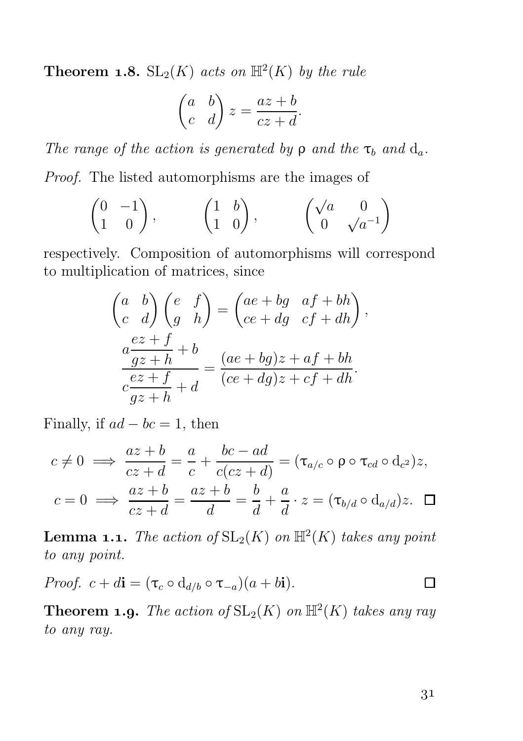**Theorem 1.8.** $\mathrm{SL}_2(K)$ *acts on* $\mathbb{H}^2(K)$ *by the rule*

$$\begin{pmatrix} a & b \\ c & d \end{pmatrix} z = \frac{az+b}{cz+d}.$$

*The range of the action is generated by* $\rho$ *and the* $\tau_b$ *and* $\mathrm{d}_a$*.*

*Proof.* The listed automorphisms are the images of

$$\begin{pmatrix} 0 & -1 \\ 1 & 0 \end{pmatrix}, \qquad \begin{pmatrix} 1 & b \\ 1 & 0 \end{pmatrix}, \qquad \begin{pmatrix} \sqrt{a} & 0 \\ 0 & \sqrt{a}^{-1} \end{pmatrix}$$

respectively. Composition of automorphisms will correspond to multiplication of matrices, since

$$\begin{pmatrix} a & b \\ c & d \end{pmatrix} \begin{pmatrix} e & f \\ g & h \end{pmatrix} = \begin{pmatrix} ae+bg & af+bh \\ ce+dg & cf+dh \end{pmatrix},$$

$$\frac{a\dfrac{ez+f}{gz+h}+b}{c\dfrac{ez+f}{gz+h}+d} = \frac{(ae+bg)z+af+bh}{(ce+dg)z+cf+dh}.$$

Finally, if $ad-bc=1$, then

$$c \neq 0 \implies \frac{az+b}{cz+d} = \frac{a}{c} + \frac{bc-ad}{c(cz+d)} = (\tau_{a/c} \circ \rho \circ \tau_{cd} \circ \mathrm{d}_{c^2})z,$$

$$c = 0 \implies \frac{az+b}{cz+d} = \frac{az+b}{d} = \frac{b}{d} + \frac{a}{d} \cdot z = (\tau_{b/d} \circ \mathrm{d}_{a/d})z. \quad \square$$

**Lemma 1.1.** *The action of* $\mathrm{SL}_2(K)$ *on* $\mathbb{H}^2(K)$ *takes any point to any point.*

*Proof.* $c + d\mathbf{i} = (\tau_c \circ \mathrm{d}_{d/b} \circ \tau_{-a})(a + b\mathbf{i}).$ $\square$

**Theorem 1.9.** *The action of* $\mathrm{SL}_2(K)$ *on* $\mathbb{H}^2(K)$ *takes any ray to any ray.*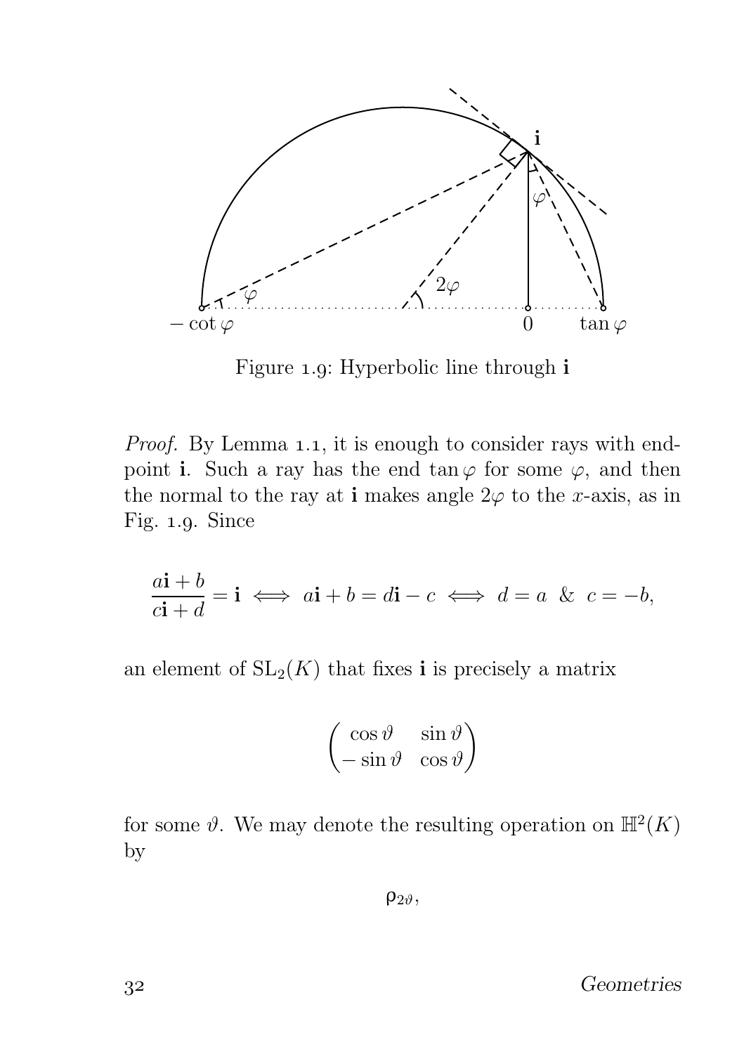Figure 1.9: Hyperbolic line through $\mathbf{i}$

*Proof.* By Lemma 1.1, it is enough to consider rays with endpoint $\mathbf{i}$. Such a ray has the end $\tan\varphi$ for some $\varphi$, and then the normal to the ray at $\mathbf{i}$ makes angle $2\varphi$ to the $x$-axis, as in Fig. 1.9. Since

$$\frac{a\mathbf{i}+b}{c\mathbf{i}+d} = \mathbf{i} \iff a\mathbf{i}+b = d\mathbf{i}-c \iff d = a \ \& \ c = -b,$$

an element of $\mathrm{SL}_2(K)$ that fixes $\mathbf{i}$ is precisely a matrix

$$\begin{pmatrix} \cos\vartheta & \sin\vartheta \\ -\sin\vartheta & \cos\vartheta \end{pmatrix}$$

for some $\vartheta$. We may denote the resulting operation on $\mathbb{H}^2(K)$ by

$$\rho_{2\vartheta},$$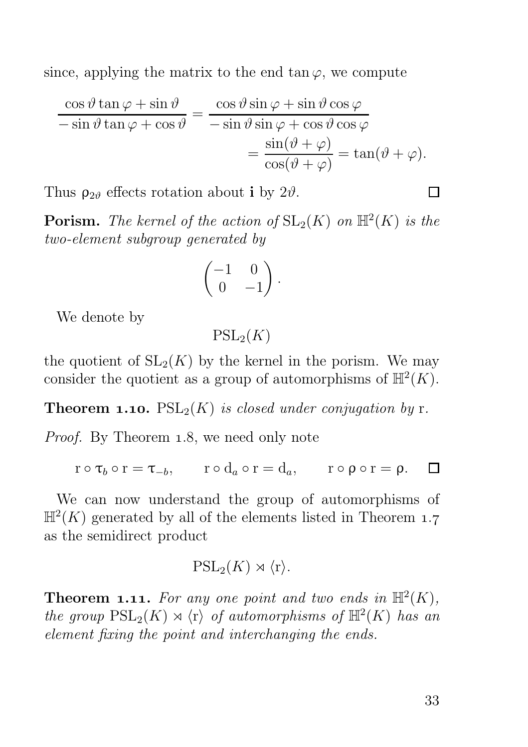since, applying the matrix to the end $\tan\varphi$, we compute

$$\frac{\cos\vartheta\tan\varphi+\sin\vartheta}{-\sin\vartheta\tan\varphi+\cos\vartheta}=\frac{\cos\vartheta\sin\varphi+\sin\vartheta\cos\varphi}{-\sin\vartheta\sin\varphi+\cos\vartheta\cos\varphi}$$
$$=\frac{\sin(\vartheta+\varphi)}{\cos(\vartheta+\varphi)}=\tan(\vartheta+\varphi).$$

Thus $\rho_{2\vartheta}$ effects rotation about $\mathbf{i}$ by $2\vartheta$. □

**Porism.** *The kernel of the action of* $\mathrm{SL}_2(K)$ *on* $\mathbb{H}^2(K)$ *is the two-element subgroup generated by*

$$\begin{pmatrix}-1 & 0\\ 0 & -1\end{pmatrix}.$$

We denote by

$$\mathrm{PSL}_2(K)$$

the quotient of $\mathrm{SL}_2(K)$ by the kernel in the porism. We may consider the quotient as a group of automorphisms of $\mathbb{H}^2(K)$.

**Theorem 1.10.** $\mathrm{PSL}_2(K)$ *is closed under conjugation by* $\mathrm{r}$.

*Proof.* By Theorem 1.8, we need only note

$$\mathrm{r}\circ\tau_b\circ\mathrm{r}=\tau_{-b},\qquad \mathrm{r}\circ\mathrm{d}_a\circ\mathrm{r}=\mathrm{d}_a,\qquad \mathrm{r}\circ\rho\circ\mathrm{r}=\rho.$$ □

We can now understand the group of automorphisms of $\mathbb{H}^2(K)$ generated by all of the elements listed in Theorem 1.7 as the semidirect product

$$\mathrm{PSL}_2(K)\rtimes\langle\mathrm{r}\rangle.$$

**Theorem 1.11.** *For any one point and two ends in* $\mathbb{H}^2(K)$*, the group* $\mathrm{PSL}_2(K)\rtimes\langle\mathrm{r}\rangle$ *of automorphisms of* $\mathbb{H}^2(K)$ *has an element fixing the point and interchanging the ends.*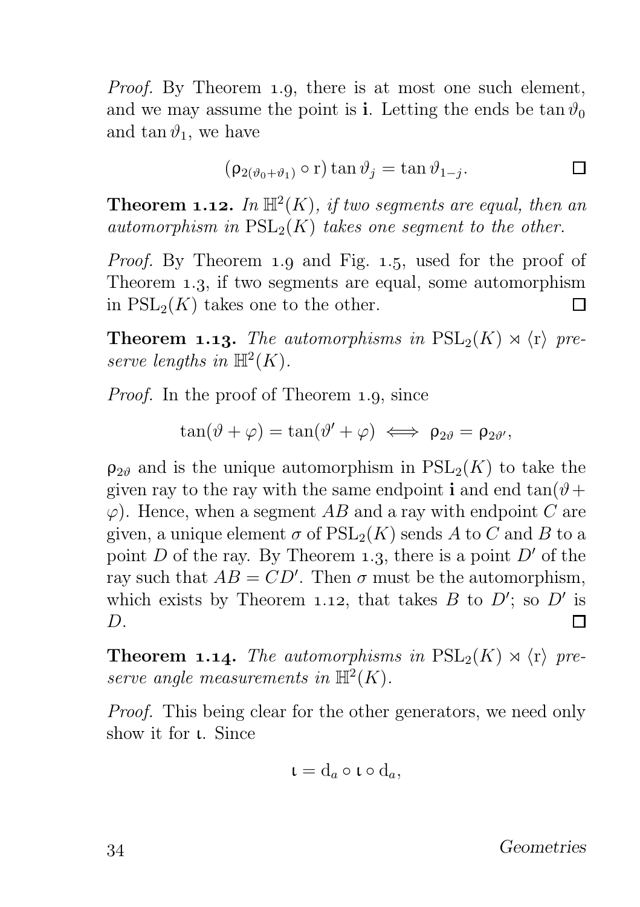*Proof.* By Theorem 1.9, there is at most one such element, and we may assume the point is $\mathbf{i}$. Letting the ends be $\tan\vartheta_0$ and $\tan\vartheta_1$, we have

$$(\mathsf{\rho}_{2(\vartheta_0+\vartheta_1)} \circ \mathrm{r}) \tan\vartheta_j = \tan\vartheta_{1-j}. \qquad \square$$

**Theorem 1.12.** *In $\mathbb{H}^2(K)$, if two segments are equal, then an automorphism in $\mathrm{PSL}_2(K)$ takes one segment to the other.*

*Proof.* By Theorem 1.9 and Fig. 1.5, used for the proof of Theorem 1.3, if two segments are equal, some automorphism in $\mathrm{PSL}_2(K)$ takes one to the other. $\square$

**Theorem 1.13.** *The automorphisms in $\mathrm{PSL}_2(K) \rtimes \langle \mathrm{r} \rangle$ preserve lengths in $\mathbb{H}^2(K)$.*

*Proof.* In the proof of Theorem 1.9, since

$$\tan(\vartheta + \varphi) = \tan(\vartheta' + \varphi) \iff \mathsf{\rho}_{2\vartheta} = \mathsf{\rho}_{2\vartheta'},$$

$\mathsf{\rho}_{2\vartheta}$ and is the unique automorphism in $\mathrm{PSL}_2(K)$ to take the given ray to the ray with the same endpoint $\mathbf{i}$ and end $\tan(\vartheta + \varphi)$. Hence, when a segment $AB$ and a ray with endpoint $C$ are given, a unique element $\sigma$ of $\mathrm{PSL}_2(K)$ sends $A$ to $C$ and $B$ to a point $D$ of the ray. By Theorem 1.3, there is a point $D'$ of the ray such that $AB = CD'$. Then $\sigma$ must be the automorphism, which exists by Theorem 1.12, that takes $B$ to $D'$; so $D'$ is $D$. $\square$

**Theorem 1.14.** *The automorphisms in $\mathrm{PSL}_2(K) \rtimes \langle \mathrm{r} \rangle$ preserve angle measurements in $\mathbb{H}^2(K)$.*

*Proof.* This being clear for the other generators, we need only show it for $\iota$. Since

$$\iota = \mathrm{d}_a \circ \iota \circ \mathrm{d}_a,$$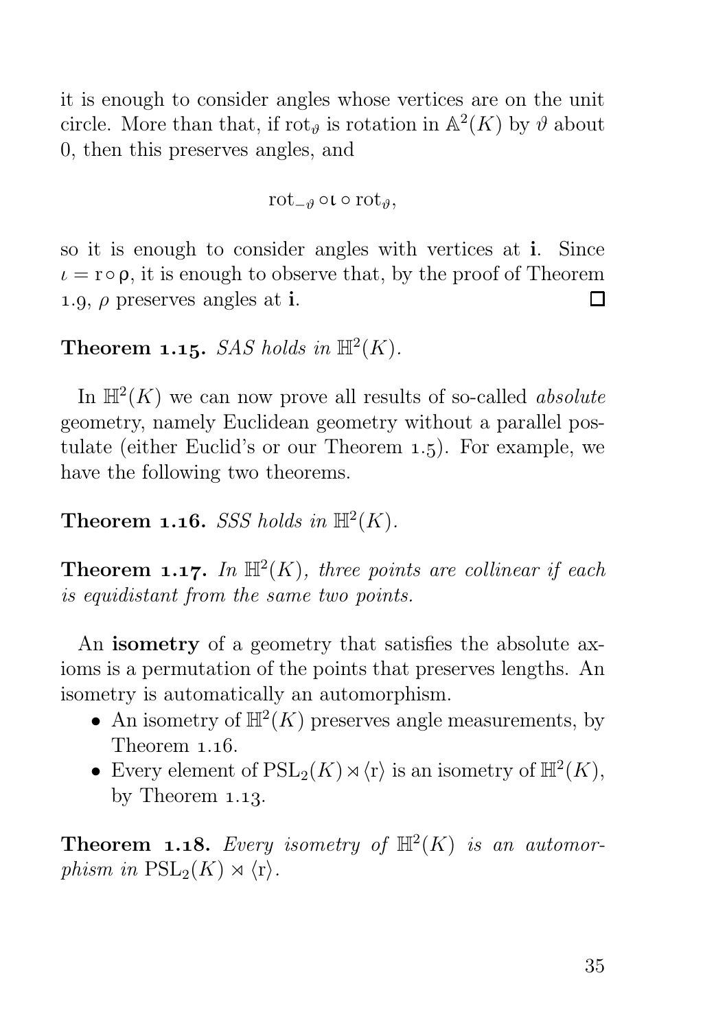it is enough to consider angles whose vertices are on the unit circle. More than that, if $\mathrm{rot}_\vartheta$ is rotation in $\mathbb{A}^2(K)$ by $\vartheta$ about 0, then this preserves angles, and

$$\mathrm{rot}_{-\vartheta} \circ \iota \circ \mathrm{rot}_\vartheta,$$

so it is enough to consider angles with vertices at $\mathbf{i}$. Since $\iota = \mathrm{r} \circ \rho$, it is enough to observe that, by the proof of Theorem 1.9, $\rho$ preserves angles at $\mathbf{i}$. □

**Theorem 1.15.** *SAS holds in* $\mathbb{H}^2(K)$*.*

In $\mathbb{H}^2(K)$ we can now prove all results of so-called *absolute* geometry, namely Euclidean geometry without a parallel postulate (either Euclid's or our Theorem 1.5). For example, we have the following two theorems.

**Theorem 1.16.** *SSS holds in* $\mathbb{H}^2(K)$*.*

**Theorem 1.17.** *In* $\mathbb{H}^2(K)$*, three points are collinear if each is equidistant from the same two points.*

An **isometry** of a geometry that satisfies the absolute axioms is a permutation of the points that preserves lengths. An isometry is automatically an automorphism.

- An isometry of $\mathbb{H}^2(K)$ preserves angle measurements, by Theorem 1.16.
- Every element of $\mathrm{PSL}_2(K) \rtimes \langle \mathrm{r} \rangle$ is an isometry of $\mathbb{H}^2(K)$, by Theorem 1.13.

**Theorem 1.18.** *Every isometry of* $\mathbb{H}^2(K)$ *is an automorphism in* $\mathrm{PSL}_2(K) \rtimes \langle \mathrm{r} \rangle$*.*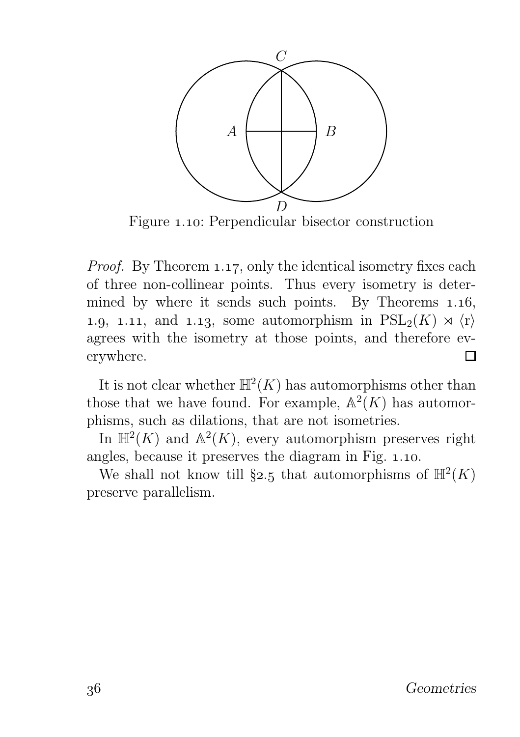Figure 1.10: Perpendicular bisector construction

*Proof.* By Theorem 1.17, only the identical isometry fixes each of three non-collinear points. Thus every isometry is determined by where it sends such points. By Theorems 1.16, 1.9, 1.11, and 1.13, some automorphism in $\mathrm{PSL}_2(K) \rtimes \langle \mathrm{r} \rangle$ agrees with the isometry at those points, and therefore everywhere. □

It is not clear whether $\mathbb{H}^2(K)$ has automorphisms other than those that we have found. For example, $\mathbb{A}^2(K)$ has automorphisms, such as dilations, that are not isometries.

In $\mathbb{H}^2(K)$ and $\mathbb{A}^2(K)$, every automorphism preserves right angles, because it preserves the diagram in Fig. 1.10.

We shall not know till §2.5 that automorphisms of $\mathbb{H}^2(K)$ preserve parallelism.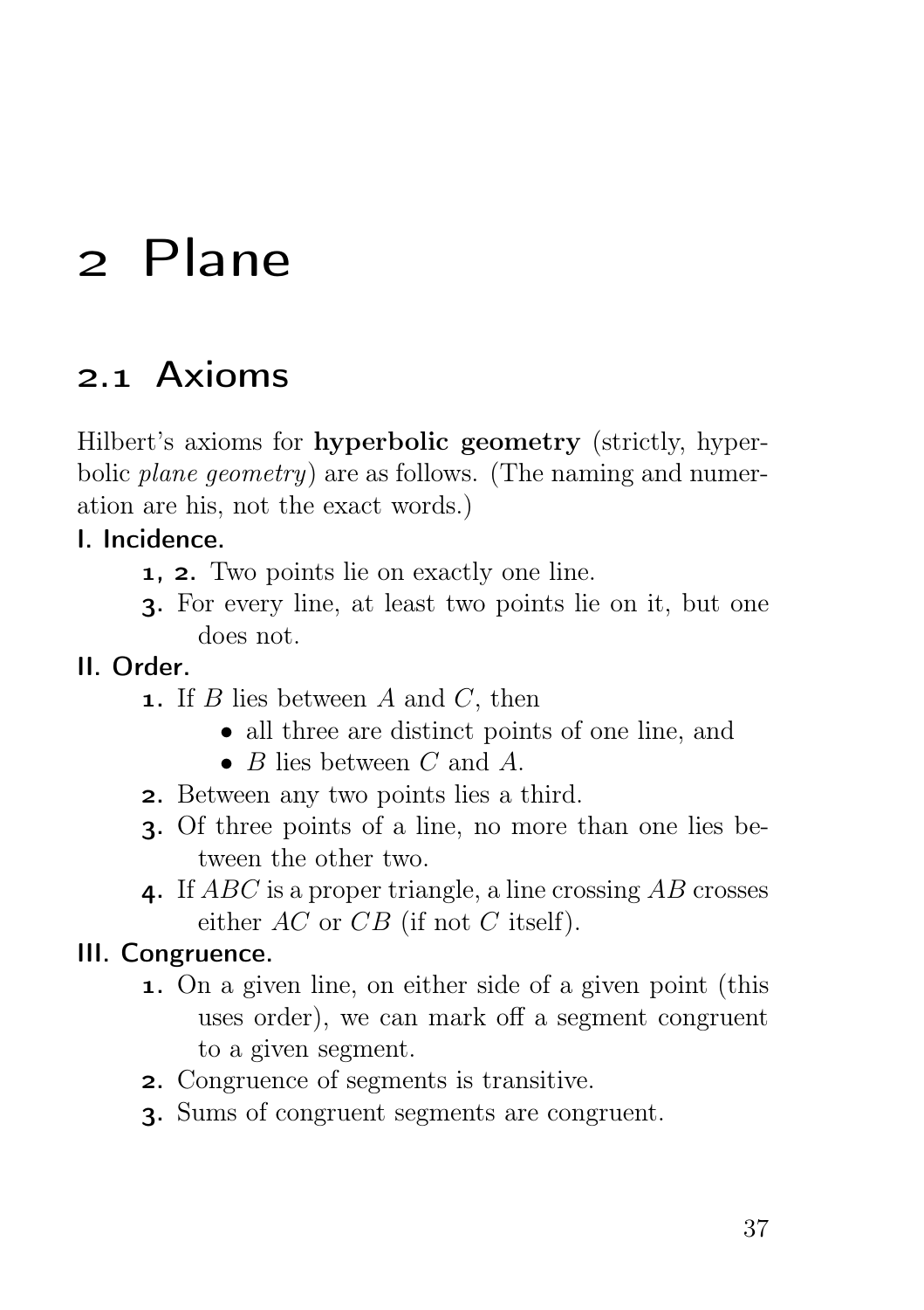# 2 Plane

## 2.1 Axioms

Hilbert's axioms for **hyperbolic geometry** (strictly, hyperbolic *plane geometry*) are as follows. (The naming and numeration are his, not the exact words.)

**I. Incidence.**

- **1, 2.** Two points lie on exactly one line.
- **3.** For every line, at least two points lie on it, but one does not.

**II. Order.**

- **1.** If $B$ lies between $A$ and $C$, then
  - all three are distinct points of one line, and
  - $B$ lies between $C$ and $A$.
- **2.** Between any two points lies a third.
- **3.** Of three points of a line, no more than one lies between the other two.
- **4.** If $ABC$ is a proper triangle, a line crossing $AB$ crosses either $AC$ or $CB$ (if not $C$ itself).

**III. Congruence.**

- **1.** On a given line, on either side of a given point (this uses order), we can mark off a segment congruent to a given segment.
- **2.** Congruence of segments is transitive.
- **3.** Sums of congruent segments are congruent.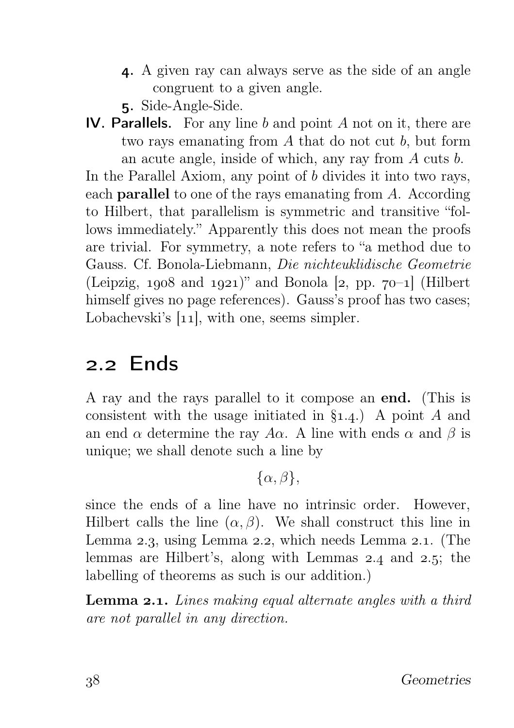4. A given ray can always serve as the side of an angle congruent to a given angle.
5. Side-Angle-Side.

**IV. Parallels.** For any line $b$ and point $A$ not on it, there are two rays emanating from $A$ that do not cut $b$, but form an acute angle, inside of which, any ray from $A$ cuts $b$.

In the Parallel Axiom, any point of $b$ divides it into two rays, each **parallel** to one of the rays emanating from $A$. According to Hilbert, that parallelism is symmetric and transitive "follows immediately." Apparently this does not mean the proofs are trivial. For symmetry, a note refers to "a method due to Gauss. Cf. Bonola-Liebmann, *Die nichteuklidische Geometrie* (Leipzig, 1908 and 1921)" and Bonola [2, pp. 70–1] (Hilbert himself gives no page references). Gauss's proof has two cases; Lobachevski's [11], with one, seems simpler.

## 2.2 Ends

A ray and the rays parallel to it compose an **end.** (This is consistent with the usage initiated in §1.4.) A point $A$ and an end $\alpha$ determine the ray $A\alpha$. A line with ends $\alpha$ and $\beta$ is unique; we shall denote such a line by

$$\{\alpha, \beta\},$$

since the ends of a line have no intrinsic order. However, Hilbert calls the line $(\alpha, \beta)$. We shall construct this line in Lemma 2.3, using Lemma 2.2, which needs Lemma 2.1. (The lemmas are Hilbert's, along with Lemmas 2.4 and 2.5; the labelling of theorems as such is our addition.)

**Lemma 2.1.** *Lines making equal alternate angles with a third are not parallel in any direction.*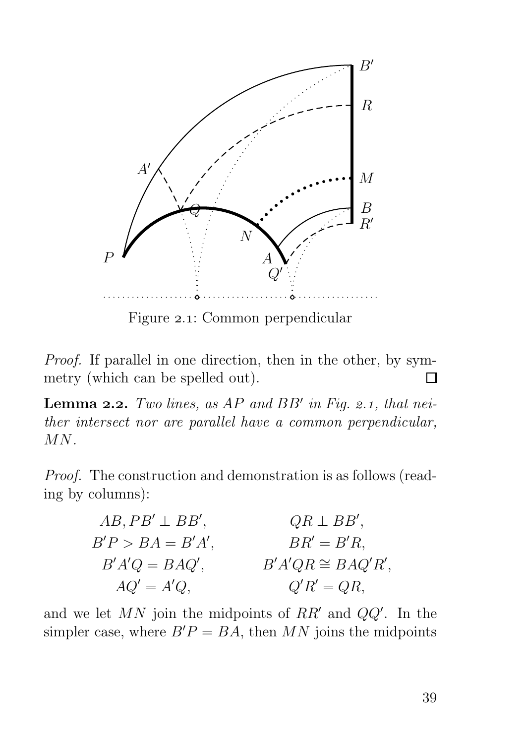Figure 2.1: Common perpendicular

*Proof.* If parallel in one direction, then in the other, by symmetry (which can be spelled out). □

**Lemma 2.2.** *Two lines, as $AP$ and $BB'$ in Fig. 2.1, that neither intersect nor are parallel have a common perpendicular, $MN$.*

*Proof.* The construction and demonstration is as follows (reading by columns):

$$\begin{array}{cc} AB, PB' \perp BB', & QR \perp BB', \\ B'P > BA = B'A', & BR' = B'R, \\ B'A'Q = BAQ', & B'A'QR \cong BAQ'R', \\ AQ' = A'Q, & Q'R' = QR, \end{array}$$

and we let $MN$ join the midpoints of $RR'$ and $QQ'$. In the simpler case, where $B'P = BA$, then $MN$ joins the midpoints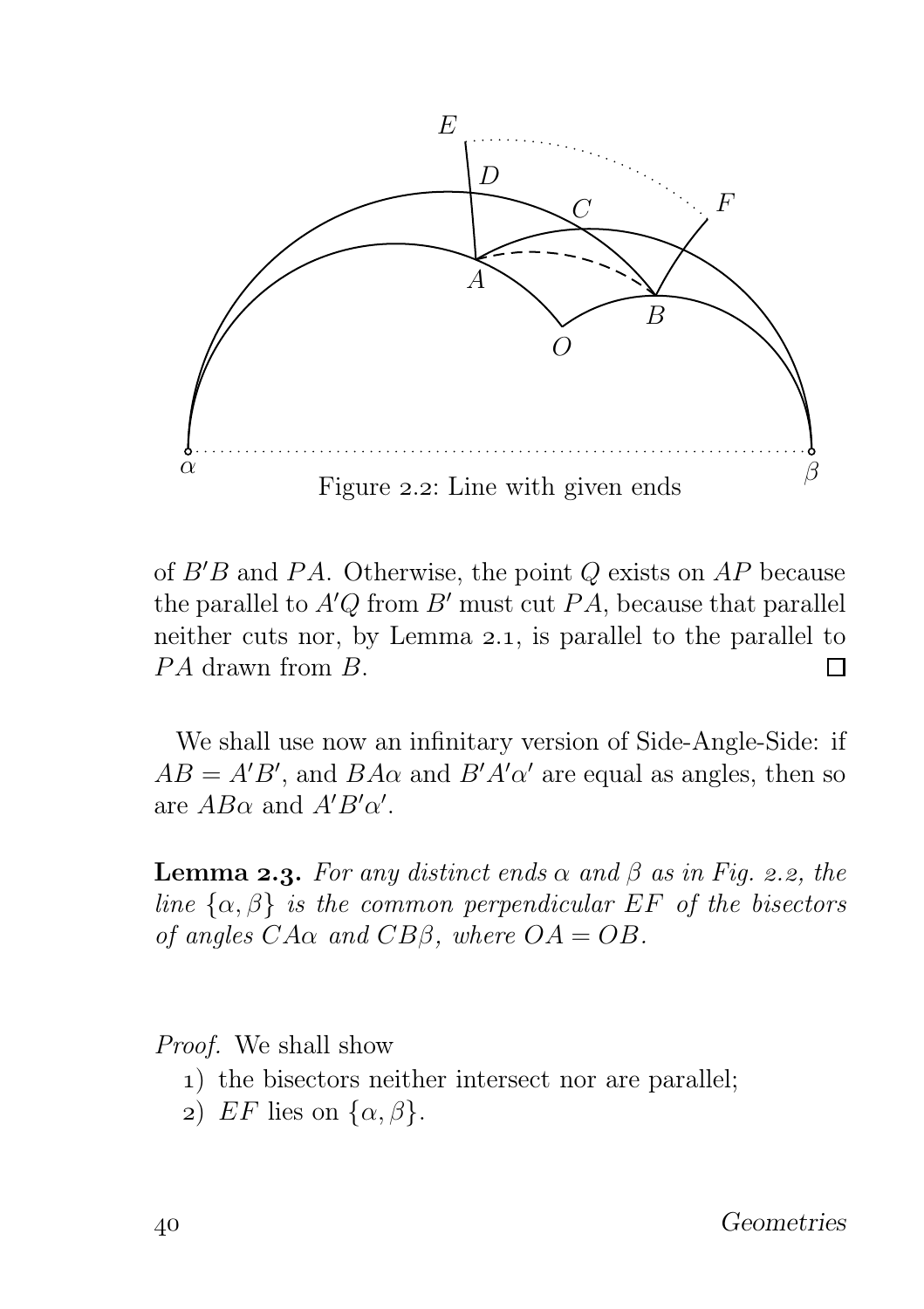Figure 2.2: Line with given ends

of $B'B$ and $PA$. Otherwise, the point $Q$ exists on $AP$ because the parallel to $A'Q$ from $B'$ must cut $PA$, because that parallel neither cuts nor, by Lemma 2.1, is parallel to the parallel to $PA$ drawn from $B$. □

We shall use now an infinitary version of Side-Angle-Side: if $AB = A'B'$, and $BA\alpha$ and $B'A'\alpha'$ are equal as angles, then so are $AB\alpha$ and $A'B'\alpha'$.

**Lemma 2.3.** *For any distinct ends $\alpha$ and $\beta$ as in Fig. 2.2, the line $\{\alpha, \beta\}$ is the common perpendicular $EF$ of the bisectors of angles $CA\alpha$ and $CB\beta$, where $OA = OB$.*

*Proof.* We shall show

1) the bisectors neither intersect nor are parallel;
2) $EF$ lies on $\{\alpha, \beta\}$.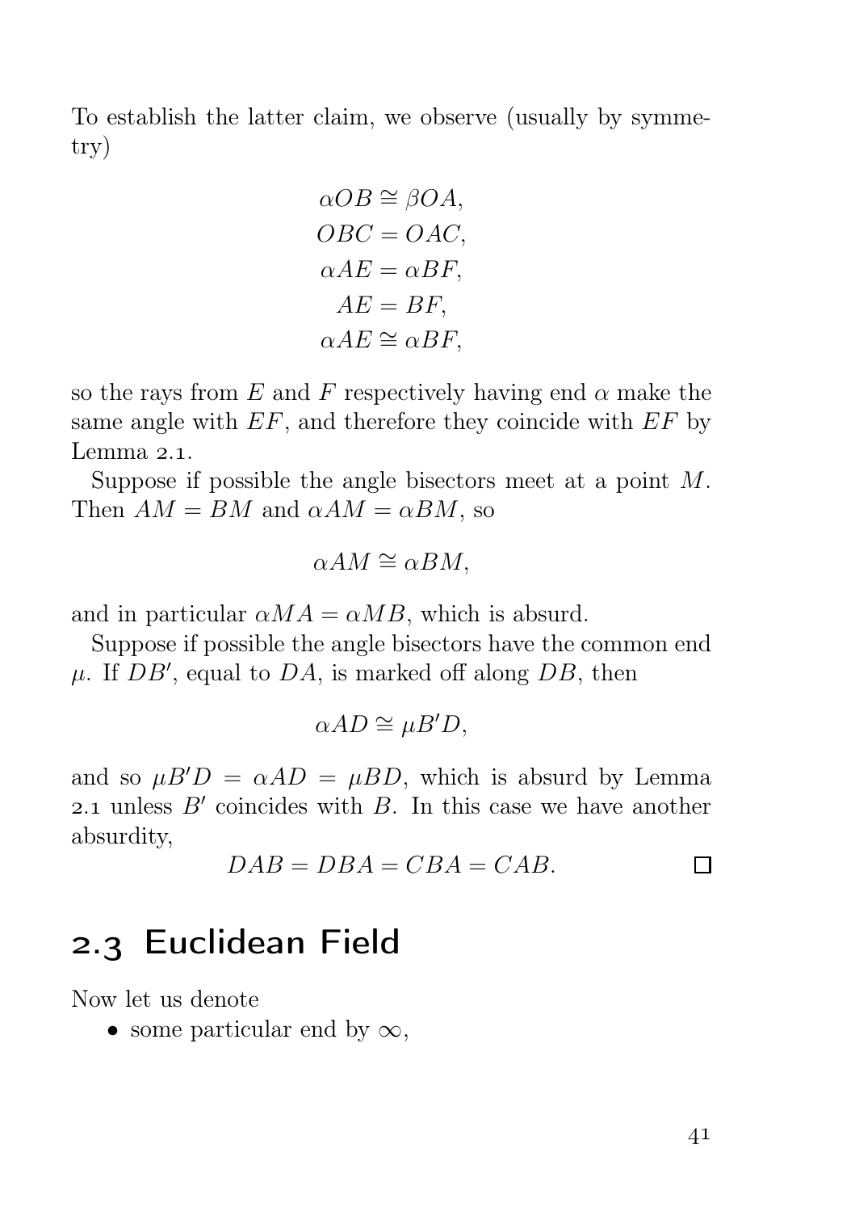To establish the latter claim, we observe (usually by symmetry)

$$\alpha OB \cong \beta OA,$$
$$OBC = OAC,$$
$$\alpha AE = \alpha BF,$$
$$AE = BF,$$
$$\alpha AE \cong \alpha BF,$$

so the rays from $E$ and $F$ respectively having end $\alpha$ make the same angle with $EF$, and therefore they coincide with $EF$ by Lemma 2.1.

Suppose if possible the angle bisectors meet at a point $M$. Then $AM = BM$ and $\alpha AM = \alpha BM$, so

$$\alpha AM \cong \alpha BM,$$

and in particular $\alpha MA = \alpha MB$, which is absurd.

Suppose if possible the angle bisectors have the common end $\mu$. If $DB'$, equal to $DA$, is marked off along $DB$, then

$$\alpha AD \cong \mu B'D,$$

and so $\mu B'D = \alpha AD = \mu BD$, which is absurd by Lemma 2.1 unless $B'$ coincides with $B$. In this case we have another absurdity,

$$DAB = DBA = CBA = CAB. \qquad \square$$

## 2.3 Euclidean Field

Now let us denote

- some particular end by $\infty$,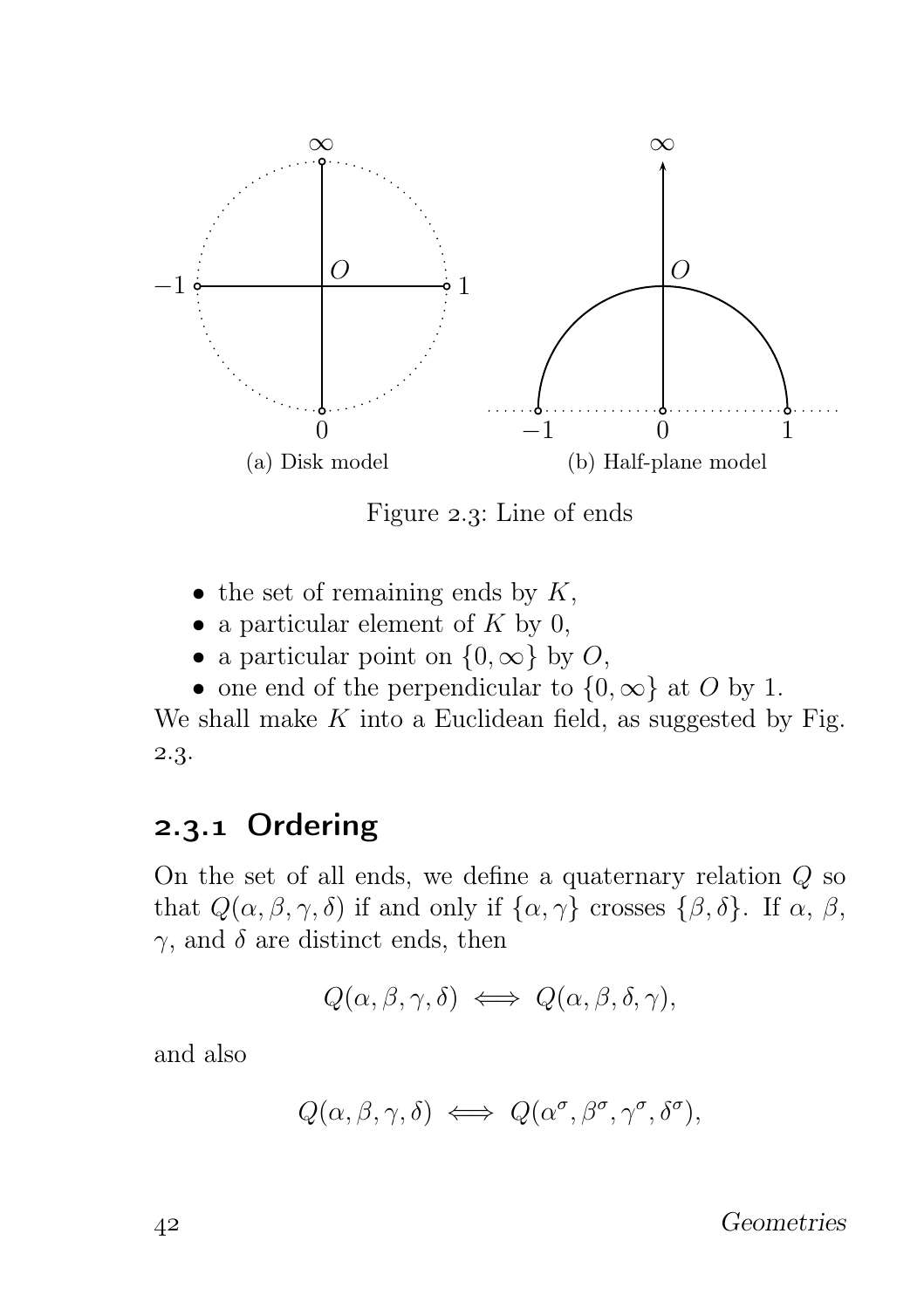(a) Disk model

(b) Half-plane model

Figure 2.3: Line of ends

- the set of remaining ends by $K$,
- a particular element of $K$ by 0,
- a particular point on $\{0, \infty\}$ by $O$,
- one end of the perpendicular to $\{0, \infty\}$ at $O$ by 1.

We shall make $K$ into a Euclidean field, as suggested by Fig. 2.3.

### 2.3.1 Ordering

On the set of all ends, we define a quaternary relation $Q$ so that $Q(\alpha, \beta, \gamma, \delta)$ if and only if $\{\alpha, \gamma\}$ crosses $\{\beta, \delta\}$. If $\alpha$, $\beta$, $\gamma$, and $\delta$ are distinct ends, then

$$Q(\alpha, \beta, \gamma, \delta) \iff Q(\alpha, \beta, \delta, \gamma),$$

and also

$$Q(\alpha, \beta, \gamma, \delta) \iff Q(\alpha^\sigma, \beta^\sigma, \gamma^\sigma, \delta^\sigma),$$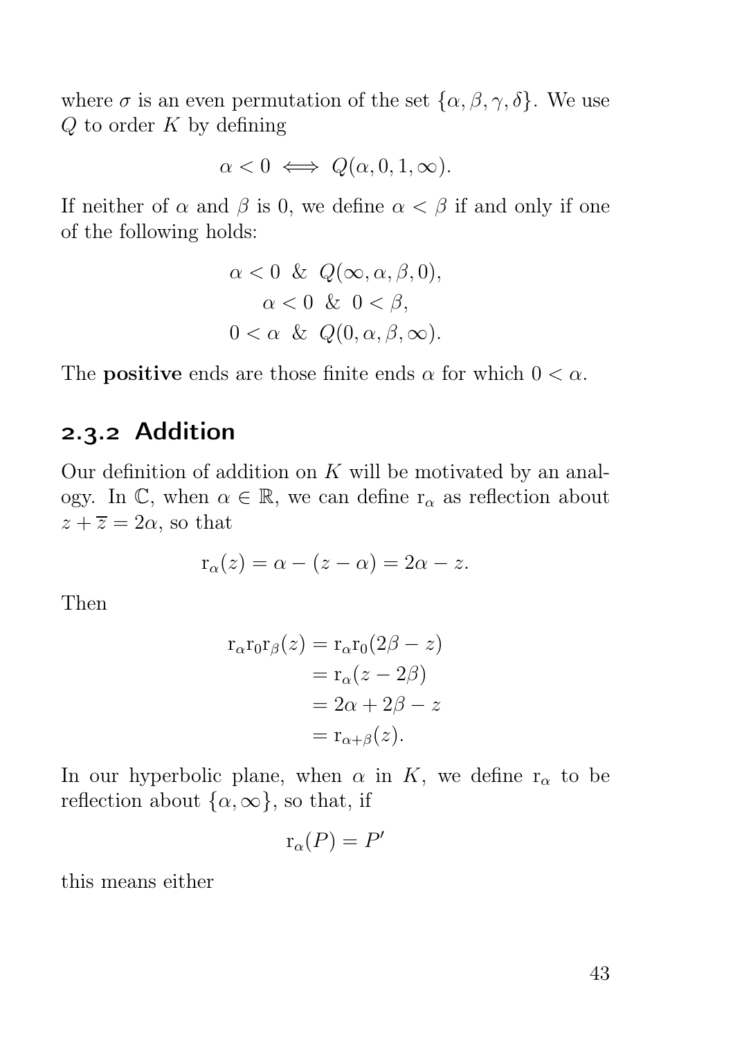where $\sigma$ is an even permutation of the set $\{\alpha, \beta, \gamma, \delta\}$. We use $Q$ to order $K$ by defining

$$\alpha < 0 \iff Q(\alpha, 0, 1, \infty).$$

If neither of $\alpha$ and $\beta$ is 0, we define $\alpha < \beta$ if and only if one of the following holds:

$$\begin{gathered} \alpha < 0 \ \& \ Q(\infty, \alpha, \beta, 0), \\ \alpha < 0 \ \& \ 0 < \beta, \\ 0 < \alpha \ \& \ Q(0, \alpha, \beta, \infty). \end{gathered}$$

The **positive** ends are those finite ends $\alpha$ for which $0 < \alpha$.

### 2.3.2 Addition

Our definition of addition on $K$ will be motivated by an analogy. In $\mathbb{C}$, when $\alpha \in \mathbb{R}$, we can define $\mathrm{r}_\alpha$ as reflection about $z + \overline{z} = 2\alpha$, so that

$$\mathrm{r}_\alpha(z) = \alpha - (z - \alpha) = 2\alpha - z.$$

Then

$$\begin{aligned} \mathrm{r}_\alpha \mathrm{r}_0 \mathrm{r}_\beta(z) &= \mathrm{r}_\alpha \mathrm{r}_0(2\beta - z) \\ &= \mathrm{r}_\alpha(z - 2\beta) \\ &= 2\alpha + 2\beta - z \\ &= \mathrm{r}_{\alpha+\beta}(z). \end{aligned}$$

In our hyperbolic plane, when $\alpha$ in $K$, we define $\mathrm{r}_\alpha$ to be reflection about $\{\alpha, \infty\}$, so that, if

$$\mathrm{r}_\alpha(P) = P'$$

this means either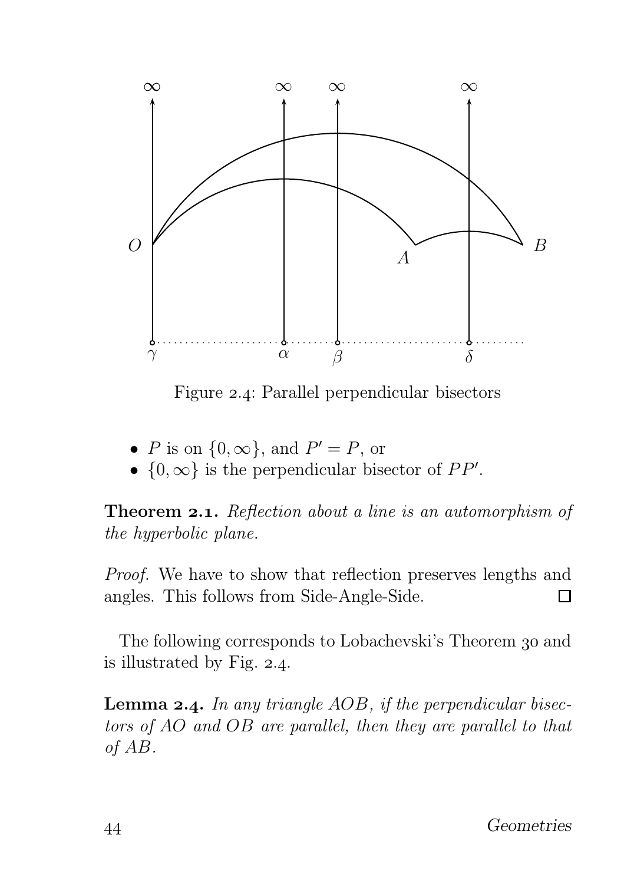Figure 2.4: Parallel perpendicular bisectors

- $P$ is on $\{0, \infty\}$, and $P' = P$, or
- $\{0, \infty\}$ is the perpendicular bisector of $PP'$.

**Theorem 2.1.** *Reflection about a line is an automorphism of the hyperbolic plane.*

*Proof.* We have to show that reflection preserves lengths and angles. This follows from Side-Angle-Side. □

The following corresponds to Lobachevski's Theorem 30 and is illustrated by Fig. 2.4.

**Lemma 2.4.** *In any triangle $AOB$, if the perpendicular bisectors of $AO$ and $OB$ are parallel, then they are parallel to that of $AB$.*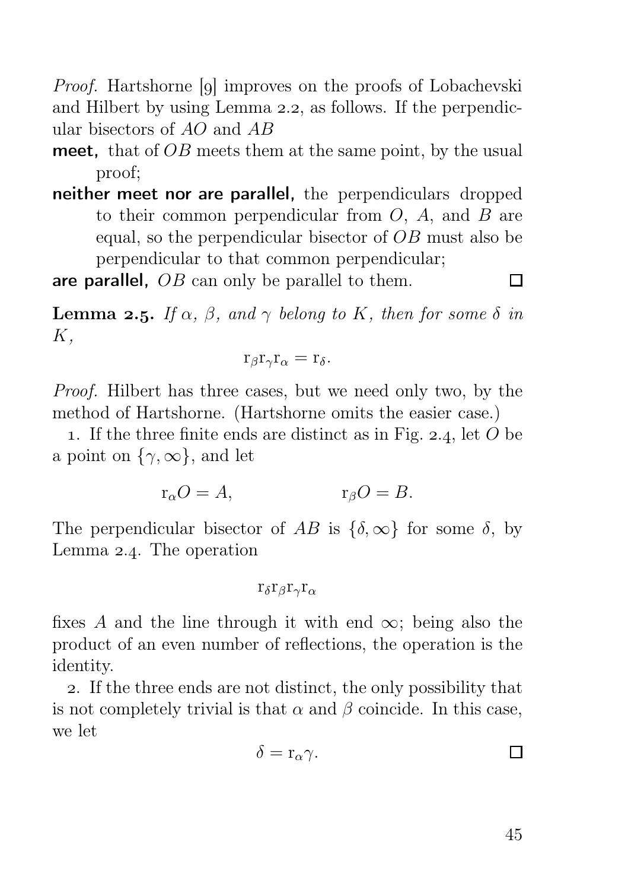*Proof.* Hartshorne [9] improves on the proofs of Lobachevski and Hilbert by using Lemma 2.2, as follows. If the perpendicular bisectors of $AO$ and $AB$

**meet,** that of $OB$ meets them at the same point, by the usual proof;

**neither meet nor are parallel,** the perpendiculars dropped to their common perpendicular from $O$, $A$, and $B$ are equal, so the perpendicular bisector of $OB$ must also be perpendicular to that common perpendicular;

**are parallel,** $OB$ can only be parallel to them. □

**Lemma 2.5.** *If $\alpha$, $\beta$, and $\gamma$ belong to $K$, then for some $\delta$ in $K$,*

$$\mathrm{r}_\beta \mathrm{r}_\gamma \mathrm{r}_\alpha = \mathrm{r}_\delta.$$

*Proof.* Hilbert has three cases, but we need only two, by the method of Hartshorne. (Hartshorne omits the easier case.)

1. If the three finite ends are distinct as in Fig. 2.4, let $O$ be a point on $\{\gamma, \infty\}$, and let

$$\mathrm{r}_\alpha O = A, \qquad\qquad \mathrm{r}_\beta O = B.$$

The perpendicular bisector of $AB$ is $\{\delta, \infty\}$ for some $\delta$, by Lemma 2.4. The operation

$$\mathrm{r}_\delta \mathrm{r}_\beta \mathrm{r}_\gamma \mathrm{r}_\alpha$$

fixes $A$ and the line through it with end $\infty$; being also the product of an even number of reflections, the operation is the identity.

2. If the three ends are not distinct, the only possibility that is not completely trivial is that $\alpha$ and $\beta$ coincide. In this case, we let

$$\delta = \mathrm{r}_\alpha \gamma.$$

□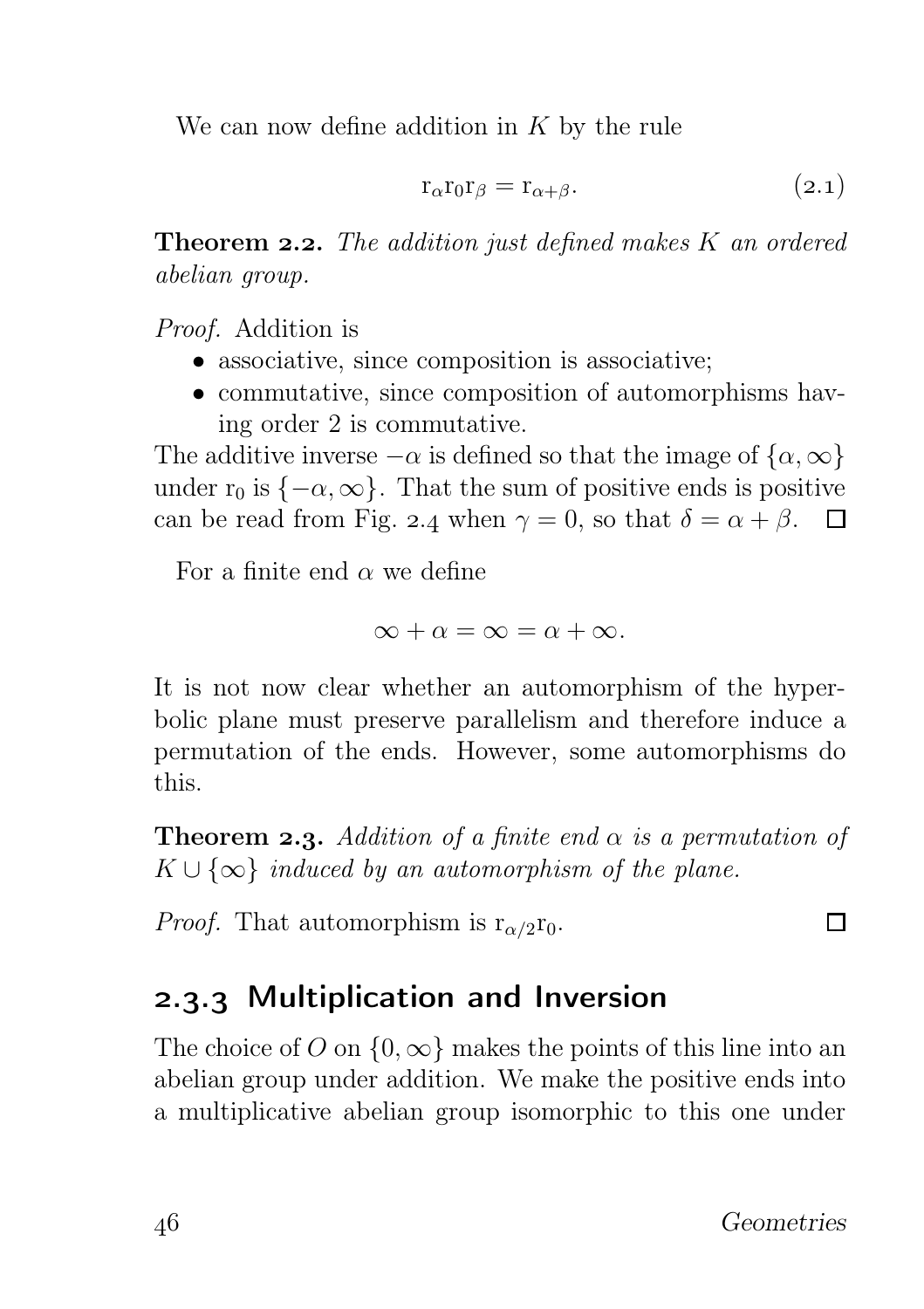We can now define addition in $K$ by the rule

$$\mathrm{r}_\alpha \mathrm{r}_0 \mathrm{r}_\beta = \mathrm{r}_{\alpha+\beta}. \tag{2.1}$$

**Theorem 2.2.** *The addition just defined makes $K$ an ordered abelian group.*

*Proof.* Addition is

- associative, since composition is associative;
- commutative, since composition of automorphisms having order 2 is commutative.

The additive inverse $-\alpha$ is defined so that the image of $\{\alpha, \infty\}$ under $\mathrm{r}_0$ is $\{-\alpha, \infty\}$. That the sum of positive ends is positive can be read from Fig. 2.4 when $\gamma = 0$, so that $\delta = \alpha + \beta$. □

For a finite end $\alpha$ we define

$$\infty + \alpha = \infty = \alpha + \infty.$$

It is not now clear whether an automorphism of the hyperbolic plane must preserve parallelism and therefore induce a permutation of the ends. However, some automorphisms do this.

**Theorem 2.3.** *Addition of a finite end $\alpha$ is a permutation of $K \cup \{\infty\}$ induced by an automorphism of the plane.*

*Proof.* That automorphism is $\mathrm{r}_{\alpha/2}\mathrm{r}_0$. □

### 2.3.3 Multiplication and Inversion

The choice of $O$ on $\{0, \infty\}$ makes the points of this line into an abelian group under addition. We make the positive ends into a multiplicative abelian group isomorphic to this one under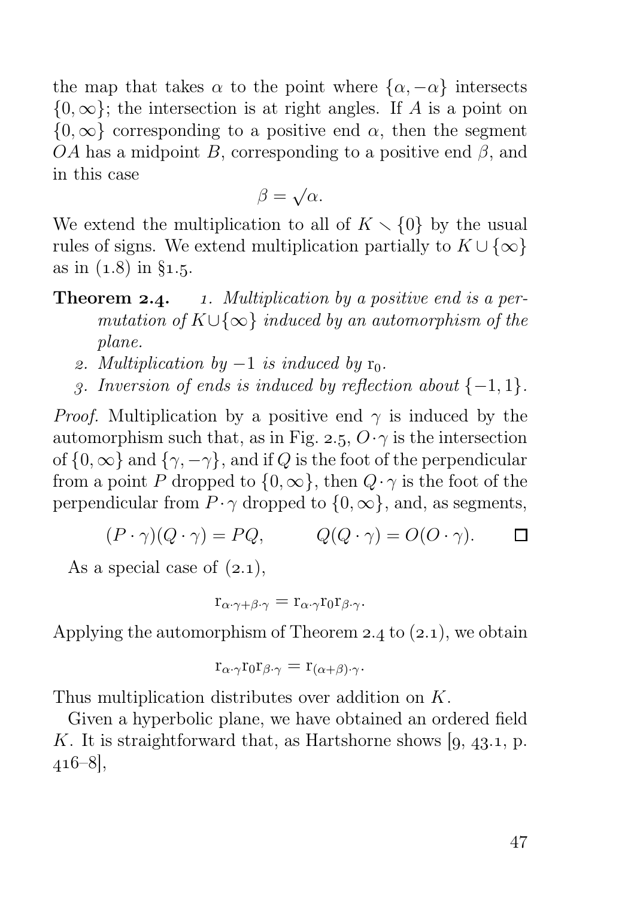the map that takes $\alpha$ to the point where $\{\alpha, -\alpha\}$ intersects $\{0, \infty\}$; the intersection is at right angles. If $A$ is a point on $\{0, \infty\}$ corresponding to a positive end $\alpha$, then the segment $OA$ has a midpoint $B$, corresponding to a positive end $\beta$, and in this case

$$\beta = \sqrt{\alpha}.$$

We extend the multiplication to all of $K \setminus \{0\}$ by the usual rules of signs. We extend multiplication partially to $K \cup \{\infty\}$ as in (1.8) in §1.5.

**Theorem 2.4.** 1. *Multiplication by a positive end is a permutation of $K \cup \{\infty\}$ induced by an automorphism of the plane.*

2. *Multiplication by $-1$ is induced by $\mathrm{r}_0$.*
3. *Inversion of ends is induced by reflection about $\{-1, 1\}$.*

*Proof.* Multiplication by a positive end $\gamma$ is induced by the automorphism such that, as in Fig. 2.5, $O \cdot \gamma$ is the intersection of $\{0, \infty\}$ and $\{\gamma, -\gamma\}$, and if $Q$ is the foot of the perpendicular from a point $P$ dropped to $\{0, \infty\}$, then $Q \cdot \gamma$ is the foot of the perpendicular from $P \cdot \gamma$ dropped to $\{0, \infty\}$, and, as segments,

$$(P \cdot \gamma)(Q \cdot \gamma) = PQ, \qquad Q(Q \cdot \gamma) = O(O \cdot \gamma). \qquad \square$$

As a special case of (2.1),

$$\mathrm{r}_{\alpha\cdot\gamma+\beta\cdot\gamma} = \mathrm{r}_{\alpha\cdot\gamma}\mathrm{r}_0\mathrm{r}_{\beta\cdot\gamma}.$$

Applying the automorphism of Theorem 2.4 to (2.1), we obtain

$$\mathrm{r}_{\alpha\cdot\gamma}\mathrm{r}_0\mathrm{r}_{\beta\cdot\gamma} = \mathrm{r}_{(\alpha+\beta)\cdot\gamma}.$$

Thus multiplication distributes over addition on $K$.

Given a hyperbolic plane, we have obtained an ordered field $K$. It is straightforward that, as Hartshorne shows [9, 43.1, p. 416–8],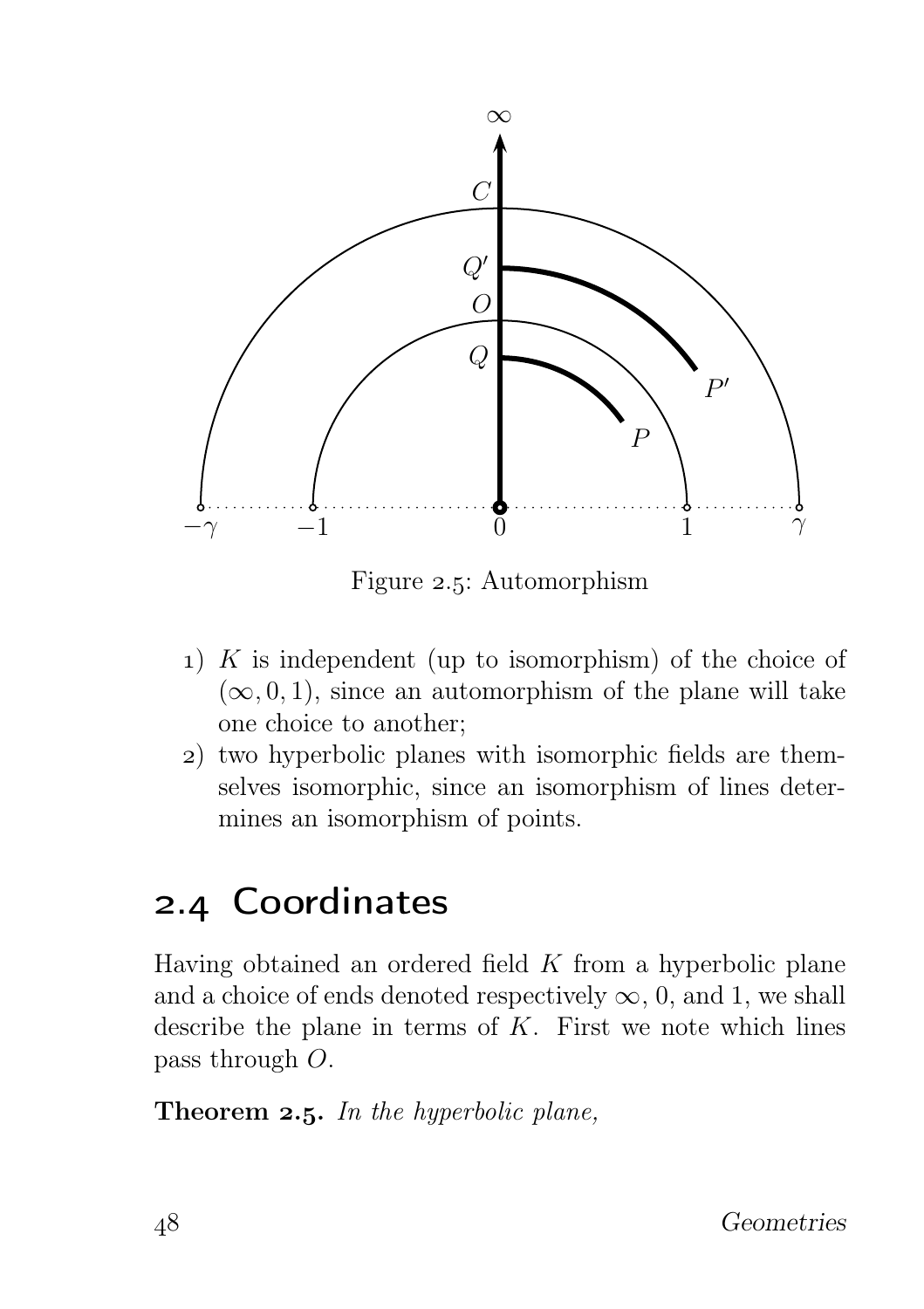Figure 2.5: Automorphism

1) $K$ is independent (up to isomorphism) of the choice of $(\infty, 0, 1)$, since an automorphism of the plane will take one choice to another;
2) two hyperbolic planes with isomorphic fields are themselves isomorphic, since an isomorphism of lines determines an isomorphism of points.

## 2.4 Coordinates

Having obtained an ordered field $K$ from a hyperbolic plane and a choice of ends denoted respectively $\infty$, 0, and 1, we shall describe the plane in terms of $K$. First we note which lines pass through $O$.

**Theorem 2.5.** *In the hyperbolic plane,*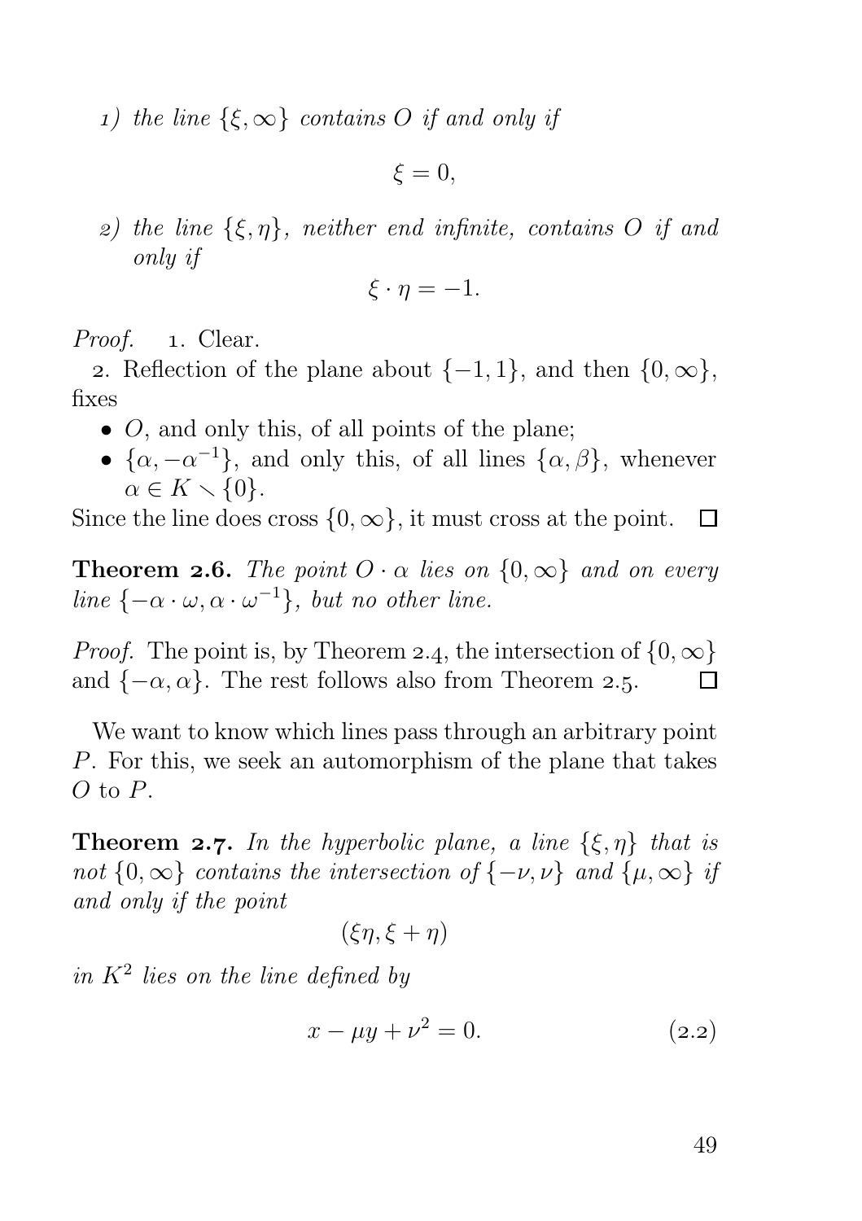*1) the line $\{\xi, \infty\}$ contains $O$ if and only if*

$$\xi = 0,$$

*2) the line $\{\xi, \eta\}$, neither end infinite, contains $O$ if and only if*

$$\xi \cdot \eta = -1.$$

*Proof.* 1. Clear.

2. Reflection of the plane about $\{-1, 1\}$, and then $\{0, \infty\}$, fixes

- $O$, and only this, of all points of the plane;
- $\{\alpha, -\alpha^{-1}\}$, and only this, of all lines $\{\alpha, \beta\}$, whenever $\alpha \in K \setminus \{0\}$.

Since the line does cross $\{0, \infty\}$, it must cross at the point. □

**Theorem 2.6.** *The point $O \cdot \alpha$ lies on $\{0, \infty\}$ and on every line $\{-\alpha \cdot \omega, \alpha \cdot \omega^{-1}\}$, but no other line.*

*Proof.* The point is, by Theorem 2.4, the intersection of $\{0, \infty\}$ and $\{-\alpha, \alpha\}$. The rest follows also from Theorem 2.5. □

We want to know which lines pass through an arbitrary point $P$. For this, we seek an automorphism of the plane that takes $O$ to $P$.

**Theorem 2.7.** *In the hyperbolic plane, a line $\{\xi, \eta\}$ that is not $\{0, \infty\}$ contains the intersection of $\{-\nu, \nu\}$ and $\{\mu, \infty\}$ if and only if the point*

$$(\xi\eta, \xi + \eta)$$

*in $K^2$ lies on the line defined by*

$$x - \mu y + \nu^2 = 0. \tag{2.2}$$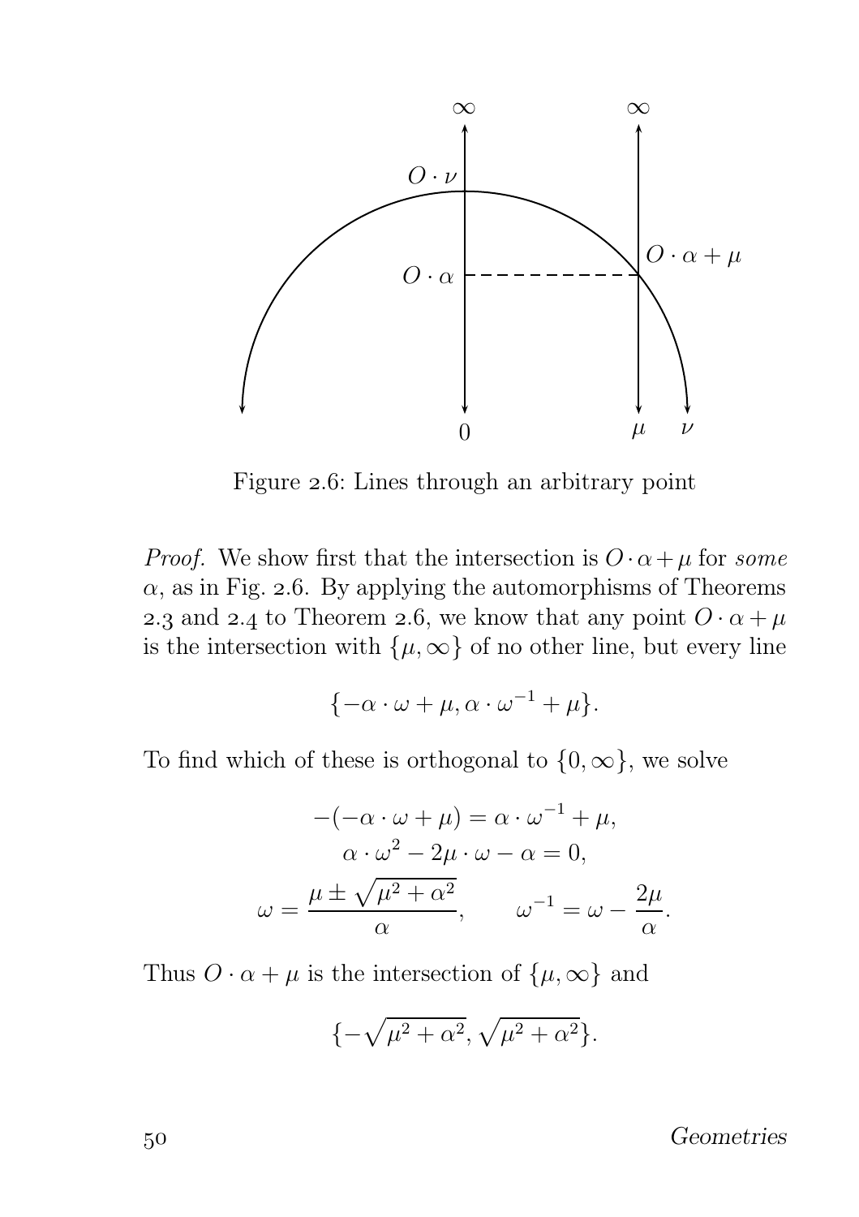Figure 2.6: Lines through an arbitrary point

*Proof.* We show first that the intersection is $O \cdot \alpha + \mu$ for *some* $\alpha$, as in Fig. 2.6. By applying the automorphisms of Theorems 2.3 and 2.4 to Theorem 2.6, we know that any point $O \cdot \alpha + \mu$ is the intersection with $\{\mu, \infty\}$ of no other line, but every line

$$\{-\alpha \cdot \omega + \mu, \alpha \cdot \omega^{-1} + \mu\}.$$

To find which of these is orthogonal to $\{0, \infty\}$, we solve

$$-(-\alpha \cdot \omega + \mu) = \alpha \cdot \omega^{-1} + \mu,$$
$$\alpha \cdot \omega^2 - 2\mu \cdot \omega - \alpha = 0,$$
$$\omega = \frac{\mu \pm \sqrt{\mu^2 + \alpha^2}}{\alpha}, \qquad \omega^{-1} = \omega - \frac{2\mu}{\alpha}.$$

Thus $O \cdot \alpha + \mu$ is the intersection of $\{\mu, \infty\}$ and

$$\{-\sqrt{\mu^2 + \alpha^2}, \sqrt{\mu^2 + \alpha^2}\}.$$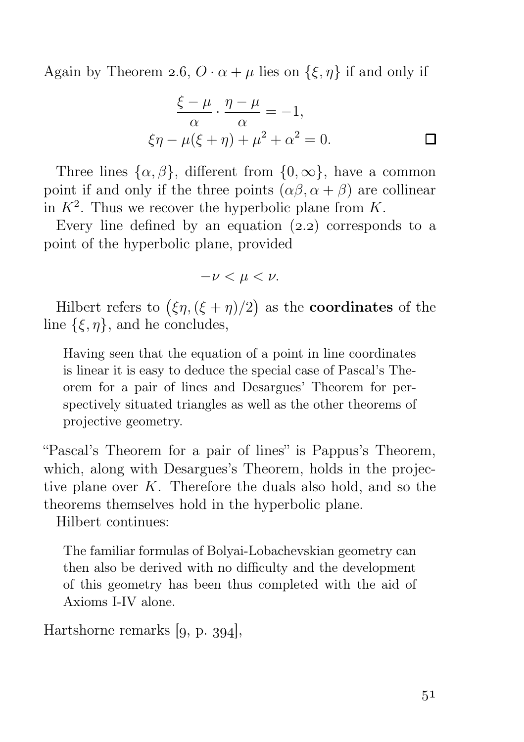Again by Theorem 2.6, $O \cdot \alpha + \mu$ lies on $\{\xi, \eta\}$ if and only if

$$\frac{\xi - \mu}{\alpha} \cdot \frac{\eta - \mu}{\alpha} = -1,$$
$$\xi\eta - \mu(\xi + \eta) + \mu^2 + \alpha^2 = 0. \qquad \square$$

Three lines $\{\alpha, \beta\}$, different from $\{0, \infty\}$, have a common point if and only if the three points $(\alpha\beta, \alpha + \beta)$ are collinear in $K^2$. Thus we recover the hyperbolic plane from $K$.

Every line defined by an equation (2.2) corresponds to a point of the hyperbolic plane, provided

$$-\nu < \mu < \nu.$$

Hilbert refers to $\big(\xi\eta, (\xi + \eta)/2\big)$ as the **coordinates** of the line $\{\xi, \eta\}$, and he concludes,

> Having seen that the equation of a point in line coordinates is linear it is easy to deduce the special case of Pascal's Theorem for a pair of lines and Desargues' Theorem for perspectively situated triangles as well as the other theorems of projective geometry.

"Pascal's Theorem for a pair of lines" is Pappus's Theorem, which, along with Desargues's Theorem, holds in the projective plane over $K$. Therefore the duals also hold, and so the theorems themselves hold in the hyperbolic plane.

Hilbert continues:

> The familiar formulas of Bolyai-Lobachevskian geometry can then also be derived with no difficulty and the development of this geometry has been thus completed with the aid of Axioms I-IV alone.

Hartshorne remarks [9, p. 394],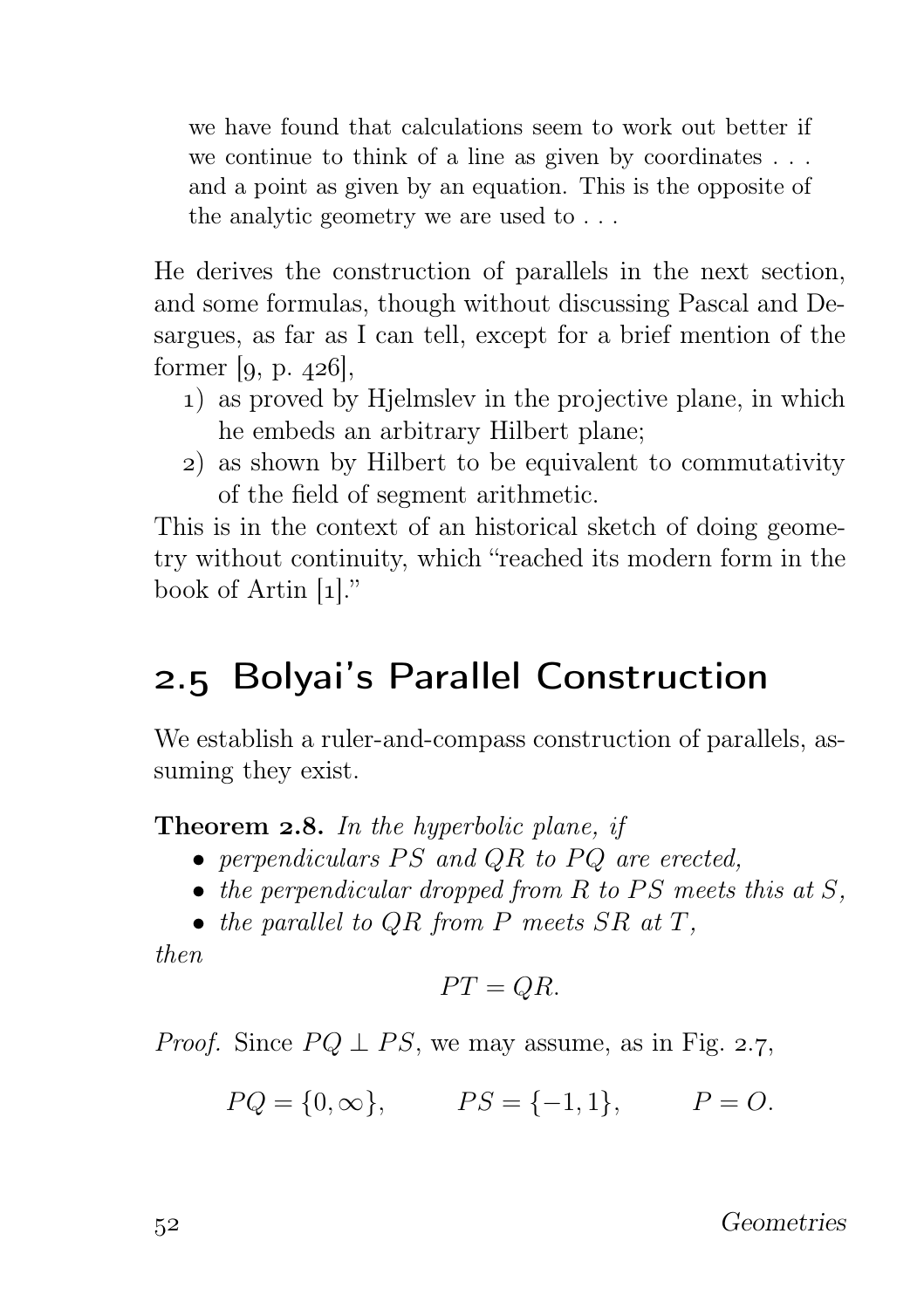> we have found that calculations seem to work out better if we continue to think of a line as given by coordinates . . . and a point as given by an equation. This is the opposite of the analytic geometry we are used to . . .

He derives the construction of parallels in the next section, and some formulas, though without discussing Pascal and Desargues, as far as I can tell, except for a brief mention of the former [9, p. 426],

1) as proved by Hjelmslev in the projective plane, in which he embeds an arbitrary Hilbert plane;
2) as shown by Hilbert to be equivalent to commutativity of the field of segment arithmetic.

This is in the context of an historical sketch of doing geometry without continuity, which "reached its modern form in the book of Artin [1]."

## 2.5 Bolyai's Parallel Construction

We establish a ruler-and-compass construction of parallels, assuming they exist.

**Theorem 2.8.** *In the hyperbolic plane, if*

- *perpendiculars $PS$ and $QR$ to $PQ$ are erected,*
- *the perpendicular dropped from $R$ to $PS$ meets this at $S$,*
- *the parallel to $QR$ from $P$ meets $SR$ at $T$,*

*then*

$$PT = QR.$$

*Proof.* Since $PQ \perp PS$, we may assume, as in Fig. 2.7,

$$PQ = \{0, \infty\}, \qquad PS = \{-1, 1\}, \qquad P = O.$$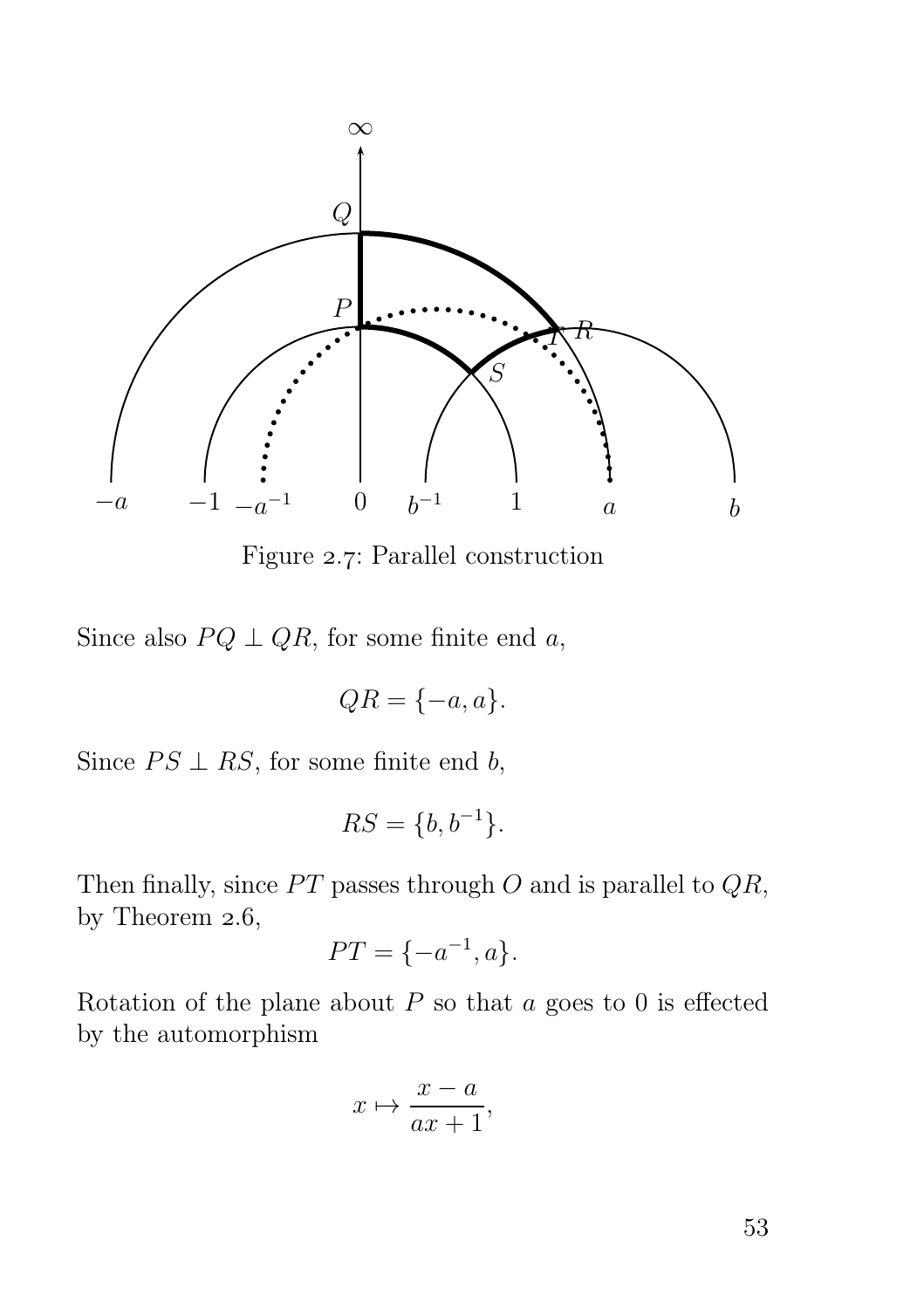Figure 2.7: Parallel construction

Since also $PQ \perp QR$, for some finite end $a$,

$$QR = \{-a, a\}.$$

Since $PS \perp RS$, for some finite end $b$,

$$RS = \{b, b^{-1}\}.$$

Then finally, since $PT$ passes through $O$ and is parallel to $QR$, by Theorem 2.6,

$$PT = \{-a^{-1}, a\}.$$

Rotation of the plane about $P$ so that $a$ goes to 0 is effected by the automorphism

$$x \mapsto \frac{x - a}{ax + 1},$$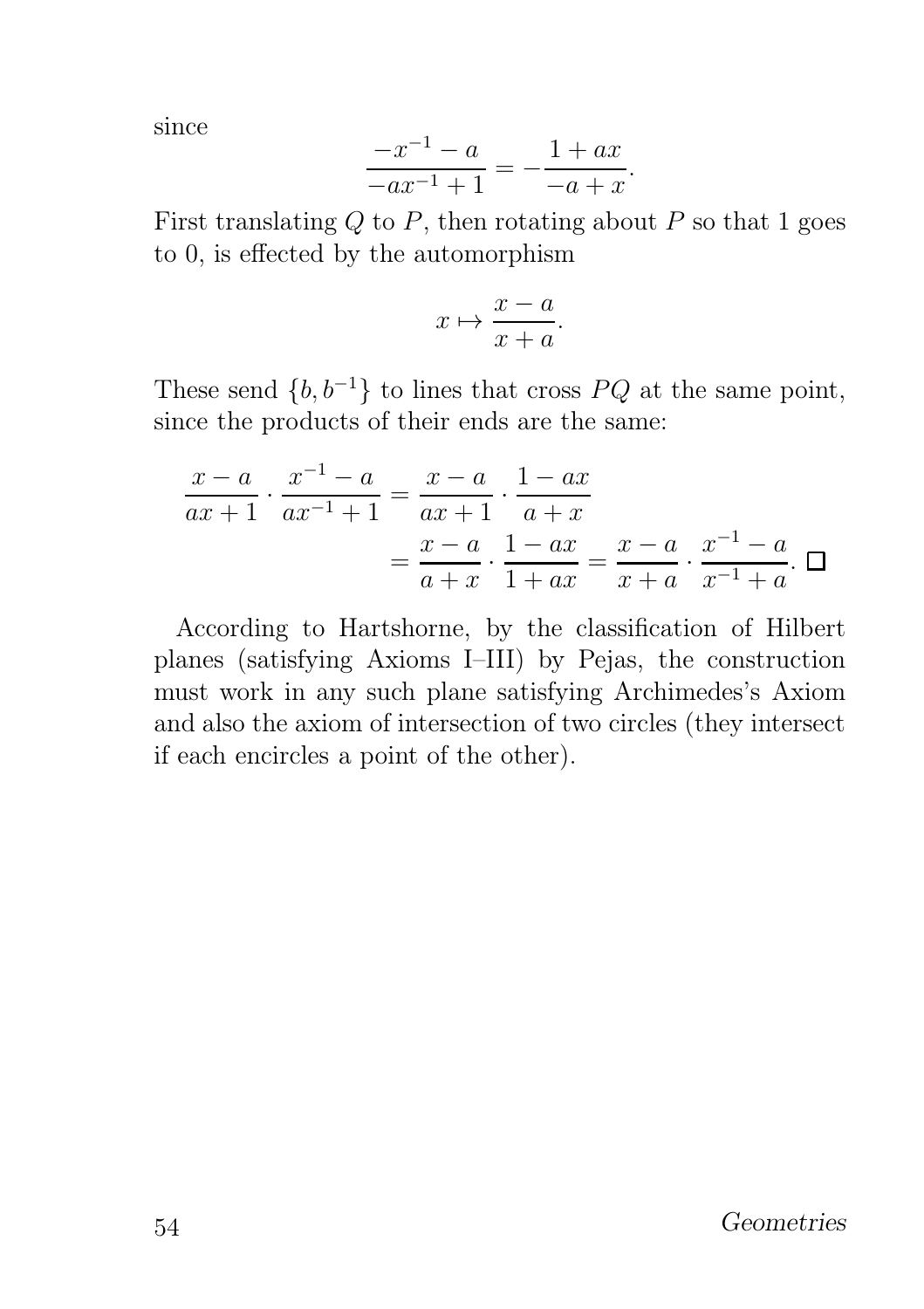since

$$\frac{-x^{-1}-a}{-ax^{-1}+1} = -\frac{1+ax}{-a+x}.$$

First translating $Q$ to $P$, then rotating about $P$ so that 1 goes to 0, is effected by the automorphism

$$x \mapsto \frac{x-a}{x+a}.$$

These send $\{b, b^{-1}\}$ to lines that cross $PQ$ at the same point, since the products of their ends are the same:

$$\begin{aligned}
\frac{x-a}{ax+1} \cdot \frac{x^{-1}-a}{ax^{-1}+1} &= \frac{x-a}{ax+1} \cdot \frac{1-ax}{a+x} \\
&= \frac{x-a}{a+x} \cdot \frac{1-ax}{1+ax} = \frac{x-a}{x+a} \cdot \frac{x^{-1}-a}{x^{-1}+a}. \quad \square
\end{aligned}$$

According to Hartshorne, by the classification of Hilbert planes (satisfying Axioms I–III) by Pejas, the construction must work in any such plane satisfying Archimedes's Axiom and also the axiom of intersection of two circles (they intersect if each encircles a point of the other).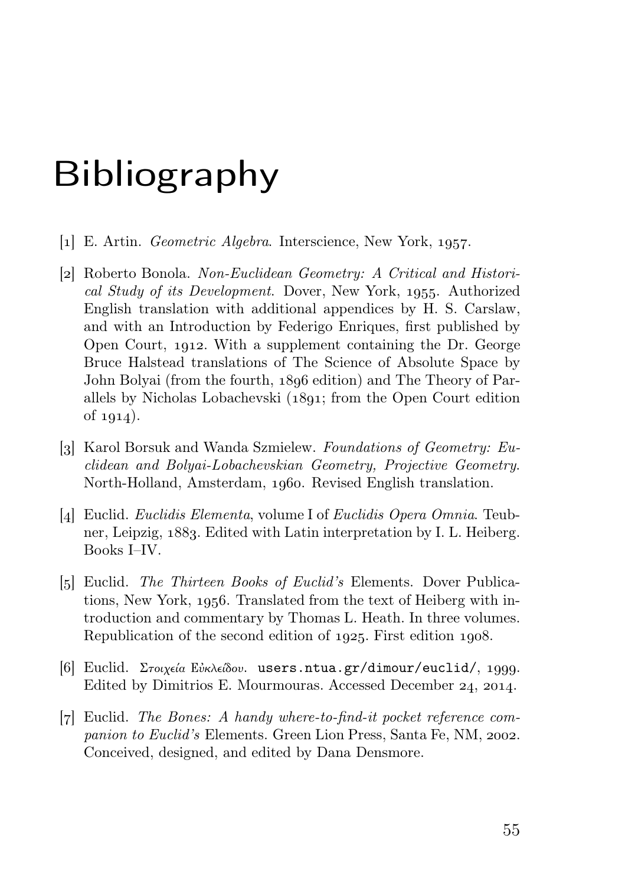# Bibliography

[1] E. Artin. *Geometric Algebra*. Interscience, New York, 1957.

[2] Roberto Bonola. *Non-Euclidean Geometry: A Critical and Historical Study of its Development*. Dover, New York, 1955. Authorized English translation with additional appendices by H. S. Carslaw, and with an Introduction by Federigo Enriques, first published by Open Court, 1912. With a supplement containing the Dr. George Bruce Halstead translations of The Science of Absolute Space by John Bolyai (from the fourth, 1896 edition) and The Theory of Parallels by Nicholas Lobachevski (1891; from the Open Court edition of 1914).

[3] Karol Borsuk and Wanda Szmielew. *Foundations of Geometry: Euclidean and Bolyai-Lobachevskian Geometry, Projective Geometry*. North-Holland, Amsterdam, 1960. Revised English translation.

[4] Euclid. *Euclidis Elementa*, volume I of *Euclidis Opera Omnia*. Teubner, Leipzig, 1883. Edited with Latin interpretation by I. L. Heiberg. Books I–IV.

[5] Euclid. *The Thirteen Books of Euclid's* Elements. Dover Publications, New York, 1956. Translated from the text of Heiberg with introduction and commentary by Thomas L. Heath. In three volumes. Republication of the second edition of 1925. First edition 1908.

[6] Euclid. *Στοιχεία* Εὐκλείδου. `users.ntua.gr/dimour/euclid/`, 1999. Edited by Dimitrios E. Mourmouras. Accessed December 24, 2014.

[7] Euclid. *The Bones: A handy where-to-find-it pocket reference companion to Euclid's* Elements. Green Lion Press, Santa Fe, NM, 2002. Conceived, designed, and edited by Dana Densmore.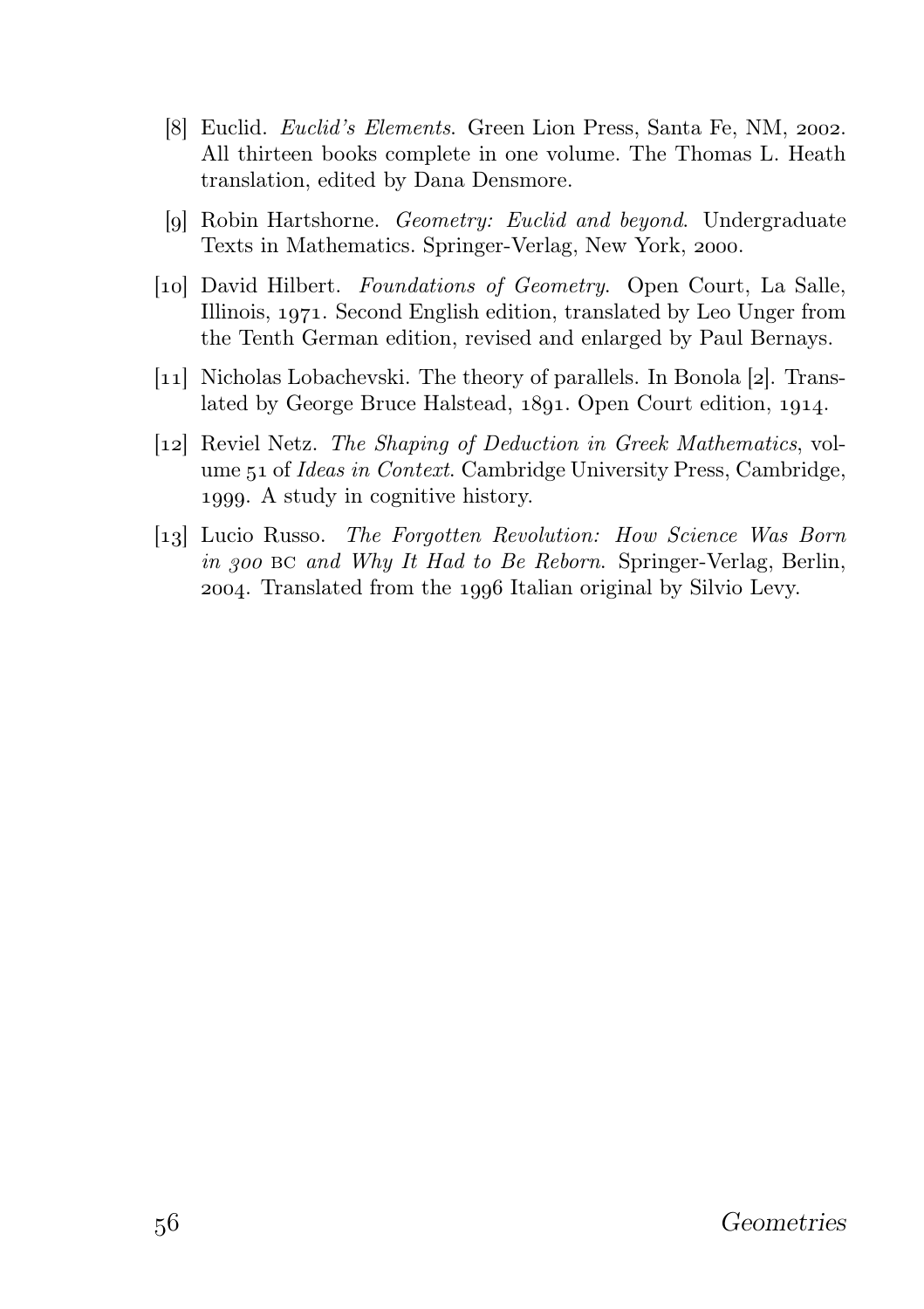[8] Euclid. *Euclid's Elements*. Green Lion Press, Santa Fe, NM, 2002. All thirteen books complete in one volume. The Thomas L. Heath translation, edited by Dana Densmore.

[9] Robin Hartshorne. *Geometry: Euclid and beyond*. Undergraduate Texts in Mathematics. Springer-Verlag, New York, 2000.

[10] David Hilbert. *Foundations of Geometry*. Open Court, La Salle, Illinois, 1971. Second English edition, translated by Leo Unger from the Tenth German edition, revised and enlarged by Paul Bernays.

[11] Nicholas Lobachevski. The theory of parallels. In Bonola [2]. Translated by George Bruce Halstead, 1891. Open Court edition, 1914.

[12] Reviel Netz. *The Shaping of Deduction in Greek Mathematics*, volume 51 of *Ideas in Context*. Cambridge University Press, Cambridge, 1999. A study in cognitive history.

[13] Lucio Russo. *The Forgotten Revolution: How Science Was Born in 300* BC *and Why It Had to Be Reborn*. Springer-Verlag, Berlin, 2004. Translated from the 1996 Italian original by Silvio Levy.